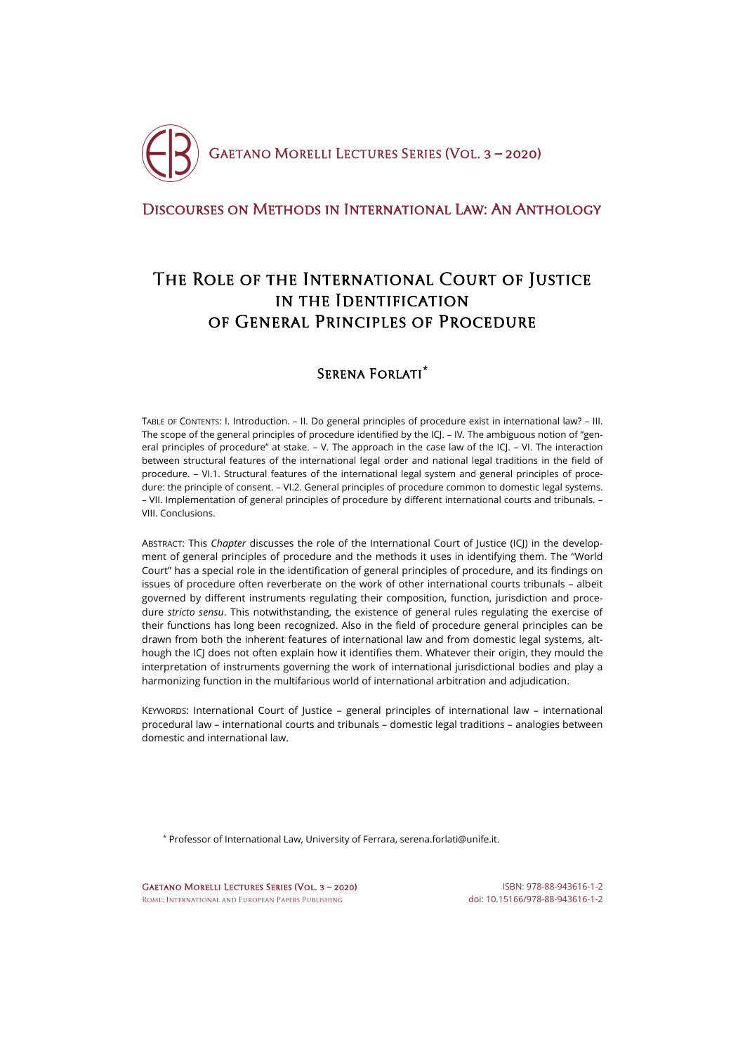# The Role of the International Court of Justice in the Identification of General Principles of Procedure

## Serena Forlati*

Table of Contents: I. Introduction. – II. Do general principles of procedure exist in international law? – III. The scope of the general principles of procedure identified by the ICJ. – IV. The ambiguous notion of "general principles of procedure" at stake. – V. The approach in the case law of the ICJ. – VI. The interaction between structural features of the international legal order and national legal traditions in the field of procedure. – VI.1. Structural features of the international legal system and general principles of procedure: the principle of consent. – VI.2. General principles of procedure common to domestic legal systems. – VII. Implementation of general principles of procedure by different international courts and tribunals. – VIII. Conclusions.

Abstract: This *Chapter* discusses the role of the International Court of Justice (ICJ) in the development of general principles of procedure and the methods it uses in identifying them. The "World Court" has a special role in the identification of general principles of procedure, and its findings on issues of procedure often reverberate on the work of other international courts tribunals – albeit governed by different instruments regulating their composition, function, jurisdiction and procedure *stricto sensu*. This notwithstanding, the existence of general rules regulating the exercise of their functions has long been recognized. Also in the field of procedure general principles can be drawn from both the inherent features of international law and from domestic legal systems, although the ICJ does not often explain how it identifies them. Whatever their origin, they mould the interpretation of instruments governing the work of international jurisdictional bodies and play a harmonizing function in the multifarious world of international arbitration and adjudication.

Keywords: International Court of Justice – general principles of international law – international procedural law – international courts and tribunals – domestic legal traditions – analogies between domestic and international law.

\* Professor of International Law, University of Ferrara, serena.forlati@unife.it.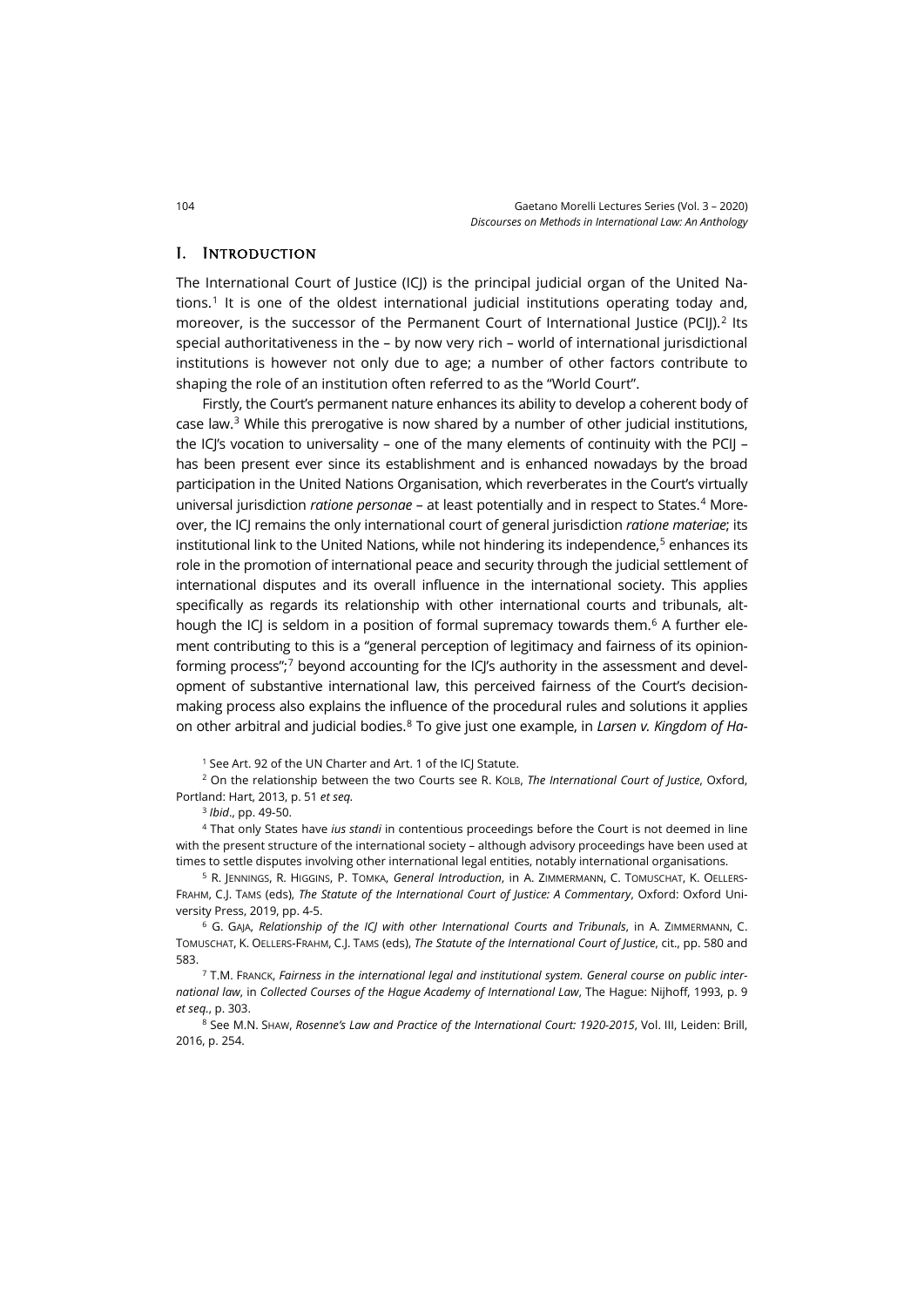## I. Introduction

The International Court of Justice (ICJ) is the principal judicial organ of the United Nations.[1] It is one of the oldest international judicial institutions operating today and, moreover, is the successor of the Permanent Court of International Justice (PCIJ).[2] Its special authoritativeness in the – by now very rich – world of international jurisdictional institutions is however not only due to age; a number of other factors contribute to shaping the role of an institution often referred to as the "World Court".

Firstly, the Court's permanent nature enhances its ability to develop a coherent body of case law.[3] While this prerogative is now shared by a number of other judicial institutions, the ICJ's vocation to universality – one of the many elements of continuity with the PCIJ – has been present ever since its establishment and is enhanced nowadays by the broad participation in the United Nations Organisation, which reverberates in the Court's virtually universal jurisdiction *ratione personae* – at least potentially and in respect to States.[4] Moreover, the ICJ remains the only international court of general jurisdiction *ratione materiae*; its institutional link to the United Nations, while not hindering its independence,[5] enhances its role in the promotion of international peace and security through the judicial settlement of international disputes and its overall influence in the international society. This applies specifically as regards its relationship with other international courts and tribunals, although the ICJ is seldom in a position of formal supremacy towards them.[6] A further element contributing to this is a "general perception of legitimacy and fairness of its opinion-forming process";[7] beyond accounting for the ICJ's authority in the assessment and development of substantive international law, this perceived fairness of the Court's decision-making process also explains the influence of the procedural rules and solutions it applies on other arbitral and judicial bodies.[8] To give just one example, in *Larsen v. Kingdom of Ha-*

[1] See Art. 92 of the UN Charter and Art. 1 of the ICJ Statute.

[2] On the relationship between the two Courts see R. Kolb, *The International Court of Justice*, Oxford, Portland: Hart, 2013, p. 51 *et seq.*

[3] *Ibid*., pp. 49-50.

[4] That only States have *ius standi* in contentious proceedings before the Court is not deemed in line with the present structure of the international society – although advisory proceedings have been used at times to settle disputes involving other international legal entities, notably international organisations.

[5] R. Jennings, R. Higgins, P. Tomka, *General Introduction*, in A. Zimmermann, C. Tomuschat, K. Oellers-Frahm, C.J. Tams (eds), *The Statute of the International Court of Justice: A Commentary*, Oxford: Oxford University Press, 2019, pp. 4-5.

[6] G. Gaja, *Relationship of the ICJ with other International Courts and Tribunals*, in A. Zimmermann, C. Tomuschat, K. Oellers-Frahm, C.J. Tams (eds), *The Statute of the International Court of Justice*, cit., pp. 580 and 583.

[7] T.M. Franck, *Fairness in the international legal and institutional system. General course on public international law*, in *Collected Courses of the Hague Academy of International Law*, The Hague: Nijhoff, 1993, p. 9 *et seq.*, p. 303.

[8] See M.N. Shaw, *Rosenne's Law and Practice of the International Court: 1920-2015*, Vol. III, Leiden: Brill, 2016, p. 254.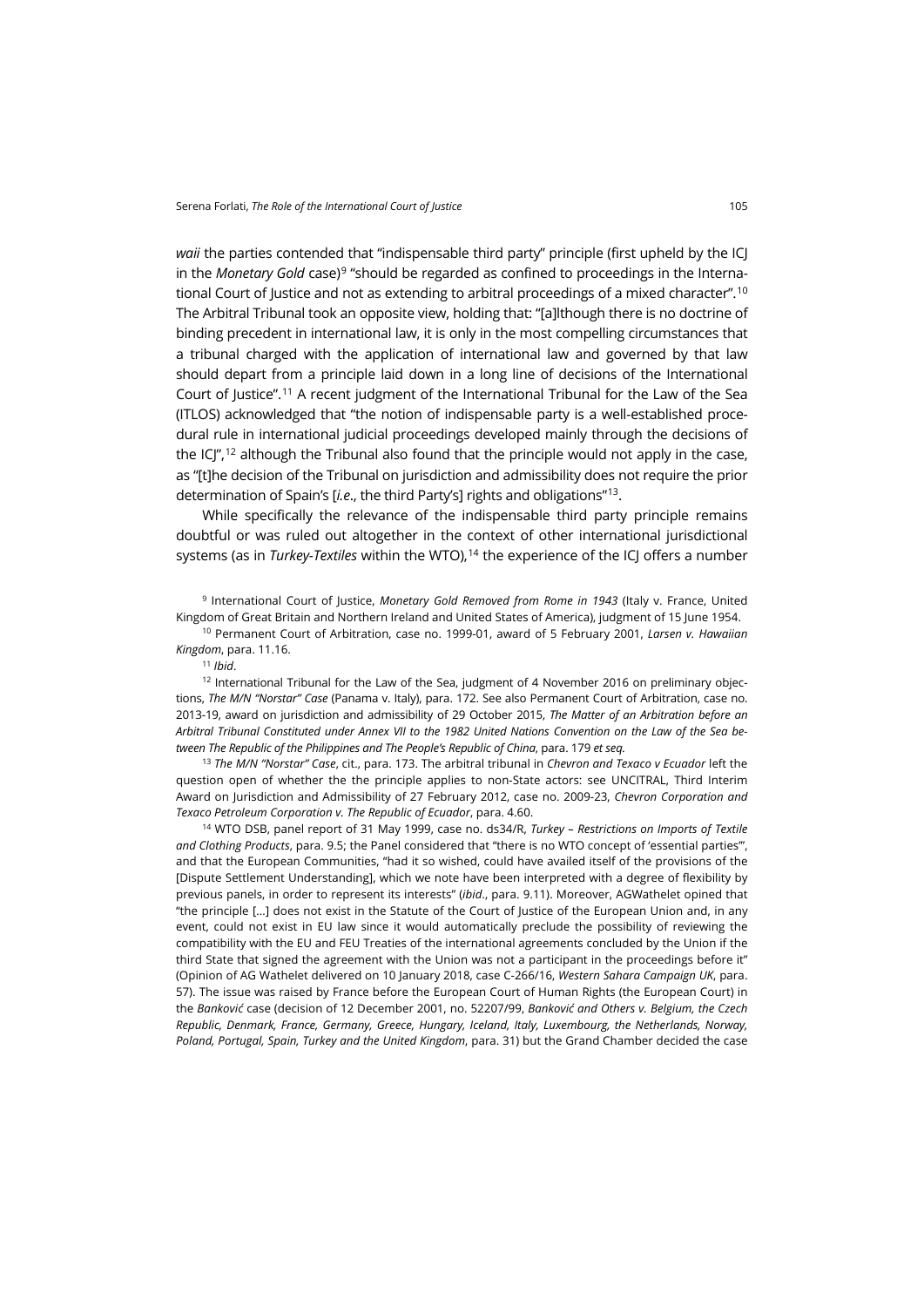*waii* the parties contended that "indispensable third party" principle (first upheld by the ICJ in the *Monetary Gold* case)[9] "should be regarded as confined to proceedings in the International Court of Justice and not as extending to arbitral proceedings of a mixed character".[10] The Arbitral Tribunal took an opposite view, holding that: "[a]lthough there is no doctrine of binding precedent in international law, it is only in the most compelling circumstances that a tribunal charged with the application of international law and governed by that law should depart from a principle laid down in a long line of decisions of the International Court of Justice".[11] A recent judgment of the International Tribunal for the Law of the Sea (ITLOS) acknowledged that "the notion of indispensable party is a well-established procedural rule in international judicial proceedings developed mainly through the decisions of the ICJ",[12] although the Tribunal also found that the principle would not apply in the case, as "[t]he decision of the Tribunal on jurisdiction and admissibility does not require the prior determination of Spain's [*i.e.*, the third Party's] rights and obligations"[13].

While specifically the relevance of the indispensable third party principle remains doubtful or was ruled out altogether in the context of other international jurisdictional systems (as in *Turkey-Textiles* within the WTO),[14] the experience of the ICJ offers a number

[9] International Court of Justice, *Monetary Gold Removed from Rome in 1943* (Italy v. France, United Kingdom of Great Britain and Northern Ireland and United States of America), judgment of 15 June 1954.

[10] Permanent Court of Arbitration, case no. 1999-01, award of 5 February 2001, *Larsen v. Hawaiian Kingdom*, para. 11.16.

[11] *Ibid*.

[12] International Tribunal for the Law of the Sea, judgment of 4 November 2016 on preliminary objections, *The M/N "Norstar" Case* (Panama v. Italy), para. 172. See also Permanent Court of Arbitration, case no. 2013-19, award on jurisdiction and admissibility of 29 October 2015, *The Matter of an Arbitration before an Arbitral Tribunal Constituted under Annex VII to the 1982 United Nations Convention on the Law of the Sea between The Republic of the Philippines and The People's Republic of China*, para. 179 *et seq.*

[13] *The M/N "Norstar" Case*, cit., para. 173. The arbitral tribunal in *Chevron and Texaco v Ecuador* left the question open of whether the the principle applies to non-State actors: see UNCITRAL, Third Interim Award on Jurisdiction and Admissibility of 27 February 2012, case no. 2009-23, *Chevron Corporation and Texaco Petroleum Corporation v. The Republic of Ecuador*, para. 4.60.

[14] WTO DSB, panel report of 31 May 1999, case no. ds34/R, *Turkey – Restrictions on Imports of Textile and Clothing Products*, para. 9.5; the Panel considered that "there is no WTO concept of 'essential parties'", and that the European Communities, "had it so wished, could have availed itself of the provisions of the [Dispute Settlement Understanding], which we note have been interpreted with a degree of flexibility by previous panels, in order to represent its interests" (*ibid*., para. 9.11). Moreover, AGWathelet opined that "the principle […] does not exist in the Statute of the Court of Justice of the European Union and, in any event, could not exist in EU law since it would automatically preclude the possibility of reviewing the compatibility with the EU and FEU Treaties of the international agreements concluded by the Union if the third State that signed the agreement with the Union was not a participant in the proceedings before it" (Opinion of AG Wathelet delivered on 10 January 2018, case C-266/16, *Western Sahara Campaign UK*, para. 57). The issue was raised by France before the European Court of Human Rights (the European Court) in the *Banković* case (decision of 12 December 2001, no. 52207/99, *Banković and Others v. Belgium, the Czech Republic, Denmark, France, Germany, Greece, Hungary, Iceland, Italy, Luxembourg, the Netherlands, Norway, Poland, Portugal, Spain, Turkey and the United Kingdom*, para. 31) but the Grand Chamber decided the case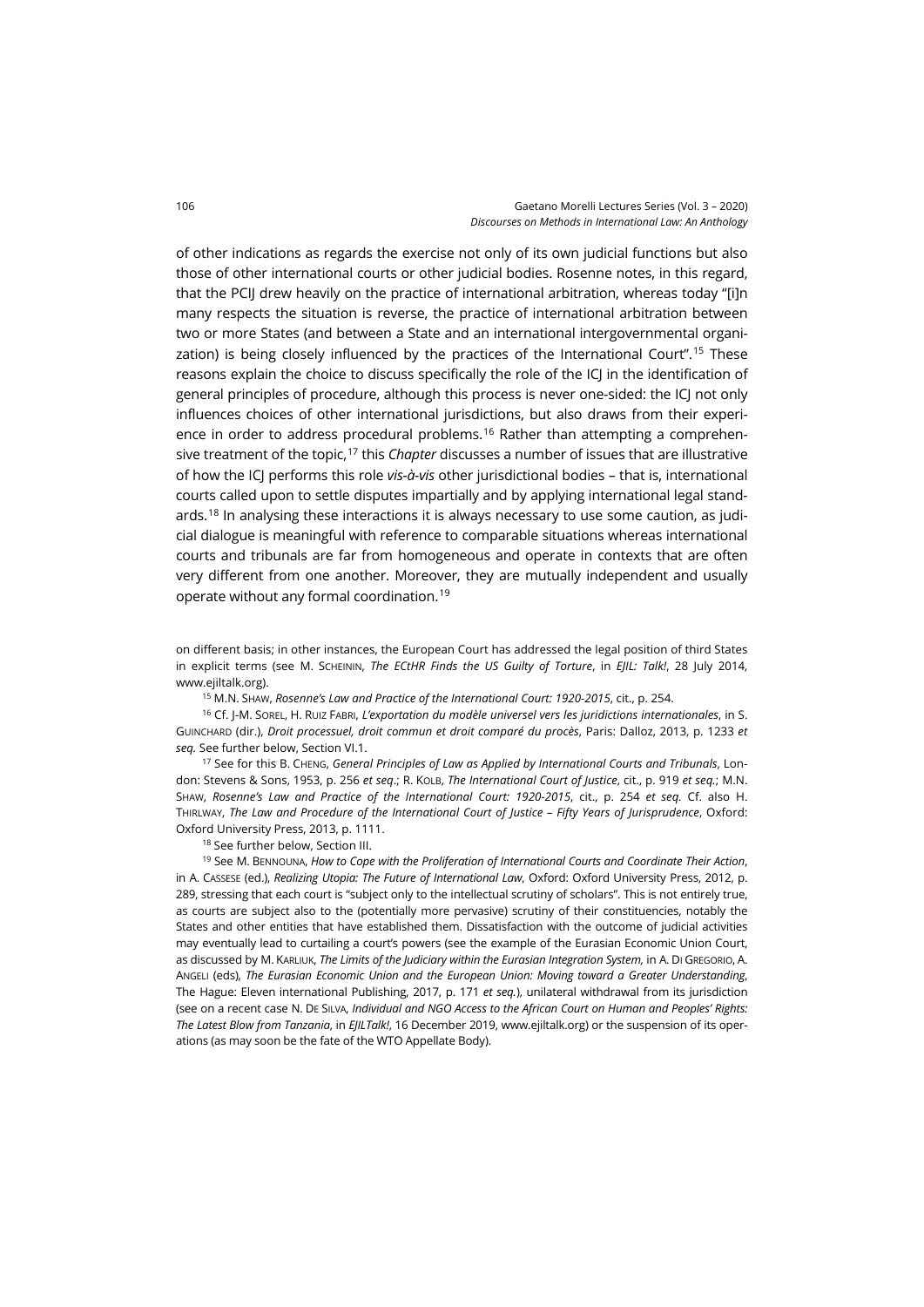of other indications as regards the exercise not only of its own judicial functions but also those of other international courts or other judicial bodies. Rosenne notes, in this regard, that the PCIJ drew heavily on the practice of international arbitration, whereas today "[i]n many respects the situation is reverse, the practice of international arbitration between two or more States (and between a State and an international intergovernmental organization) is being closely influenced by the practices of the International Court".[15] These reasons explain the choice to discuss specifically the role of the ICJ in the identification of general principles of procedure, although this process is never one-sided: the ICJ not only influences choices of other international jurisdictions, but also draws from their experience in order to address procedural problems.[16] Rather than attempting a comprehensive treatment of the topic,[17] this *Chapter* discusses a number of issues that are illustrative of how the ICJ performs this role *vis-à-vis* other jurisdictional bodies – that is, international courts called upon to settle disputes impartially and by applying international legal standards.[18] In analysing these interactions it is always necessary to use some caution, as judicial dialogue is meaningful with reference to comparable situations whereas international courts and tribunals are far from homogeneous and operate in contexts that are often very different from one another. Moreover, they are mutually independent and usually operate without any formal coordination.[19]

on different basis; in other instances, the European Court has addressed the legal position of third States in explicit terms (see M. Scheinin, *The ECtHR Finds the US Guilty of Torture*, in *EJIL: Talk!*, 28 July 2014, www.ejiltalk.org).

[15] M.N. Shaw, *Rosenne's Law and Practice of the International Court: 1920-2015*, cit., p. 254.

[16] Cf. J-M. Sorel, H. Ruiz Fabri, *L'exportation du modèle universel vers les juridictions internationales*, in S. Guinchard (dir.), *Droit processuel, droit commun et droit comparé du procès*, Paris: Dalloz, 2013, p. 1233 *et seq.* See further below, Section VI.1.

[17] See for this B. Cheng, *General Principles of Law as Applied by International Courts and Tribunals*, London: Stevens & Sons, 1953, p. 256 *et seq*.; R. Kolb, *The International Court of Justice*, cit., p. 919 *et seq.*; M.N. Shaw, *Rosenne's Law and Practice of the International Court: 1920-2015*, cit., p. 254 *et seq.* Cf. also H. Thirlway, *The Law and Procedure of the International Court of Justice – Fifty Years of Jurisprudence*, Oxford: Oxford University Press, 2013, p. 1111.

[18] See further below, Section III.

[19] See M. Bennouna, *How to Cope with the Proliferation of International Courts and Coordinate Their Action*, in A. Cassese (ed.), *Realizing Utopia: The Future of International Law*, Oxford: Oxford University Press, 2012, p. 289, stressing that each court is "subject only to the intellectual scrutiny of scholars". This is not entirely true, as courts are subject also to the (potentially more pervasive) scrutiny of their constituencies, notably the States and other entities that have established them. Dissatisfaction with the outcome of judicial activities may eventually lead to curtailing a court's powers (see the example of the Eurasian Economic Union Court, as discussed by M. Karliuk, *The Limits of the Judiciary within the Eurasian Integration System,* in A. Di Gregorio, A. Angeli (eds), *The Eurasian Economic Union and the European Union: Moving toward a Greater Understanding*, The Hague: Eleven international Publishing, 2017, p. 171 *et seq.*), unilateral withdrawal from its jurisdiction (see on a recent case N. De Silva, *Individual and NGO Access to the African Court on Human and Peoples' Rights: The Latest Blow from Tanzania*, in *EJILTalk!*, 16 December 2019, www.ejiltalk.org) or the suspension of its operations (as may soon be the fate of the WTO Appellate Body).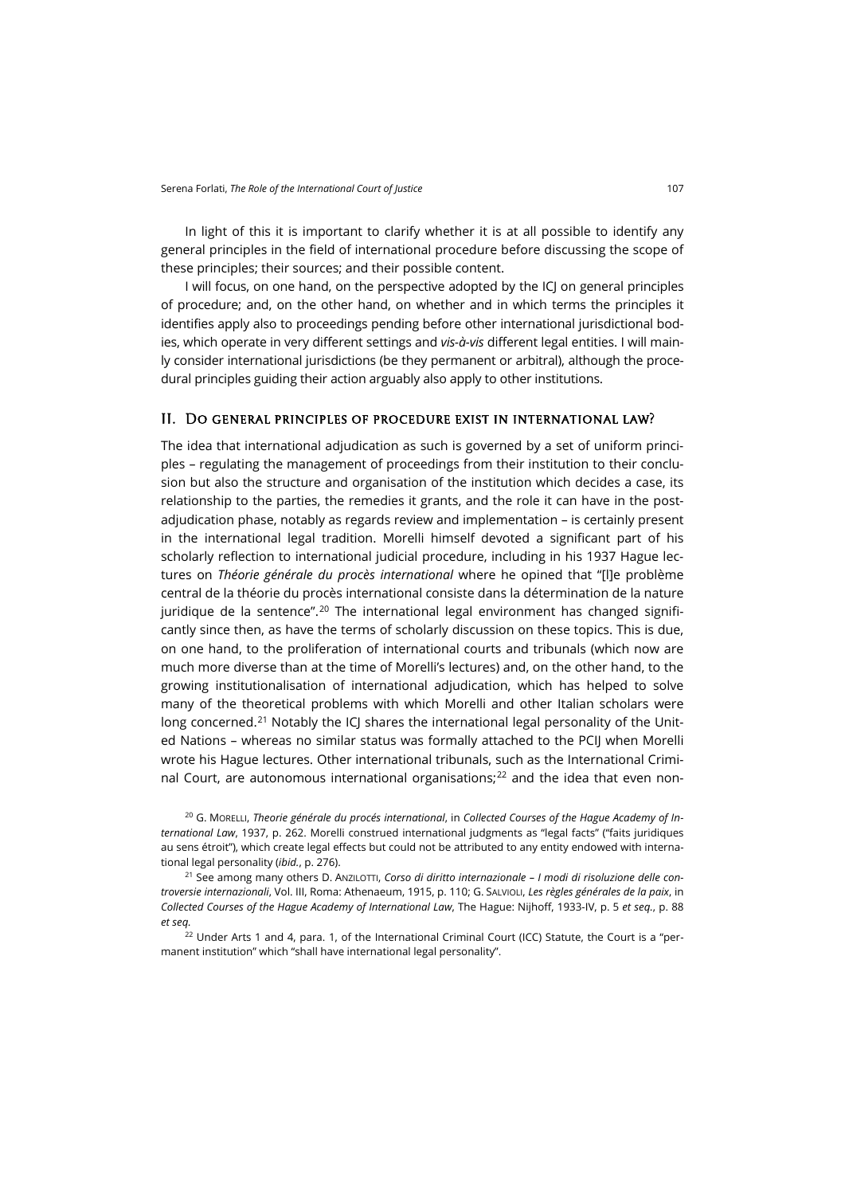In light of this it is important to clarify whether it is at all possible to identify any general principles in the field of international procedure before discussing the scope of these principles; their sources; and their possible content.

I will focus, on one hand, on the perspective adopted by the ICJ on general principles of procedure; and, on the other hand, on whether and in which terms the principles it identifies apply also to proceedings pending before other international jurisdictional bodies, which operate in very different settings and *vis-à-vis* different legal entities. I will mainly consider international jurisdictions (be they permanent or arbitral), although the procedural principles guiding their action arguably also apply to other institutions.

## II. Do general principles of procedure exist in international law?

The idea that international adjudication as such is governed by a set of uniform principles – regulating the management of proceedings from their institution to their conclusion but also the structure and organisation of the institution which decides a case, its relationship to the parties, the remedies it grants, and the role it can have in the post-adjudication phase, notably as regards review and implementation – is certainly present in the international legal tradition. Morelli himself devoted a significant part of his scholarly reflection to international judicial procedure, including in his 1937 Hague lectures on *Théorie générale du procès international* where he opined that "[l]e problème central de la théorie du procès international consiste dans la détermination de la nature juridique de la sentence".[20] The international legal environment has changed significantly since then, as have the terms of scholarly discussion on these topics. This is due, on one hand, to the proliferation of international courts and tribunals (which now are much more diverse than at the time of Morelli's lectures) and, on the other hand, to the growing institutionalisation of international adjudication, which has helped to solve many of the theoretical problems with which Morelli and other Italian scholars were long concerned.[21] Notably the ICJ shares the international legal personality of the United Nations – whereas no similar status was formally attached to the PCIJ when Morelli wrote his Hague lectures. Other international tribunals, such as the International Criminal Court, are autonomous international organisations;[22] and the idea that even non-

[20] G. Morelli, *Theorie générale du procés international*, in *Collected Courses of the Hague Academy of International Law*, 1937, p. 262. Morelli construed international judgments as "legal facts" ("faits juridiques au sens étroit"), which create legal effects but could not be attributed to any entity endowed with international legal personality (*ibid.*, p. 276).

[21] See among many others D. Anzilotti, *Corso di diritto internazionale – I modi di risoluzione delle controversie internazionali*, Vol. III, Roma: Athenaeum, 1915, p. 110; G. Salvioli, *Les règles générales de la paix*, in *Collected Courses of the Hague Academy of International Law*, The Hague: Nijhoff, 1933-IV, p. 5 *et seq.*, p. 88 *et seq.*

[22] Under Arts 1 and 4, para. 1, of the International Criminal Court (ICC) Statute, the Court is a "permanent institution" which "shall have international legal personality".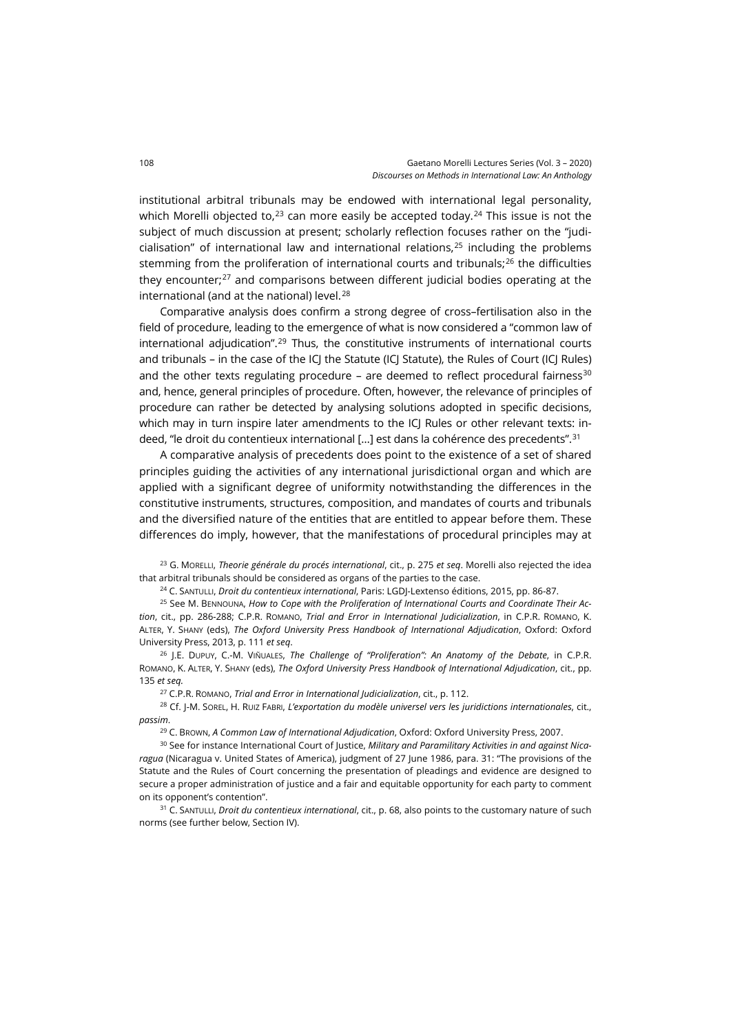institutional arbitral tribunals may be endowed with international legal personality, which Morelli objected to,[23] can more easily be accepted today.[24] This issue is not the subject of much discussion at present; scholarly reflection focuses rather on the "judicialisation" of international law and international relations,[25] including the problems stemming from the proliferation of international courts and tribunals;[26] the difficulties they encounter;[27] and comparisons between different judicial bodies operating at the international (and at the national) level.[28]

Comparative analysis does confirm a strong degree of cross–fertilisation also in the field of procedure, leading to the emergence of what is now considered a "common law of international adjudication".[29] Thus, the constitutive instruments of international courts and tribunals – in the case of the ICJ the Statute (ICJ Statute), the Rules of Court (ICJ Rules) and the other texts regulating procedure – are deemed to reflect procedural fairness[30] and, hence, general principles of procedure. Often, however, the relevance of principles of procedure can rather be detected by analysing solutions adopted in specific decisions, which may in turn inspire later amendments to the ICJ Rules or other relevant texts: indeed, "le droit du contentieux international […] est dans la cohérence des precedents".[31]

A comparative analysis of precedents does point to the existence of a set of shared principles guiding the activities of any international jurisdictional organ and which are applied with a significant degree of uniformity notwithstanding the differences in the constitutive instruments, structures, composition, and mandates of courts and tribunals and the diversified nature of the entities that are entitled to appear before them. These differences do imply, however, that the manifestations of procedural principles may at

[23] G. MORELLI, *Theorie générale du procés international*, cit., p. 275 *et seq*. Morelli also rejected the idea that arbitral tribunals should be considered as organs of the parties to the case.

[24] C. SANTULLI, *Droit du contentieux international*, Paris: LGDJ-Lextenso éditions, 2015, pp. 86-87.

[25] See M. BENNOUNA, *How to Cope with the Proliferation of International Courts and Coordinate Their Action*, cit., pp. 286-288; C.P.R. ROMANO, *Trial and Error in International Judicialization*, in C.P.R. ROMANO, K. ALTER, Y. SHANY (eds), *The Oxford University Press Handbook of International Adjudication*, Oxford: Oxford University Press, 2013, p. 111 *et seq*.

[26] J.E. DUPUY, C.-M. VIÑUALES, *The Challenge of "Proliferation": An Anatomy of the Debate*, in C.P.R. ROMANO, K. ALTER, Y. SHANY (eds), *The Oxford University Press Handbook of International Adjudication*, cit., pp. 135 *et seq.*

[27] C.P.R. ROMANO, *Trial and Error in International Judicialization*, cit., p. 112.

[28] Cf. J-M. SOREL, H. RUIZ FABRI, *L'exportation du modèle universel vers les juridictions internationales*, cit., *passim*.

[29] C. BROWN, *A Common Law of International Adjudication*, Oxford: Oxford University Press, 2007.

[30] See for instance International Court of Justice, *Military and Paramilitary Activities in and against Nicaragua* (Nicaragua v. United States of America), judgment of 27 June 1986, para. 31: "The provisions of the Statute and the Rules of Court concerning the presentation of pleadings and evidence are designed to secure a proper administration of justice and a fair and equitable opportunity for each party to comment on its opponent's contention".

[31] C. SANTULLI, *Droit du contentieux international*, cit., p. 68, also points to the customary nature of such norms (see further below, Section IV).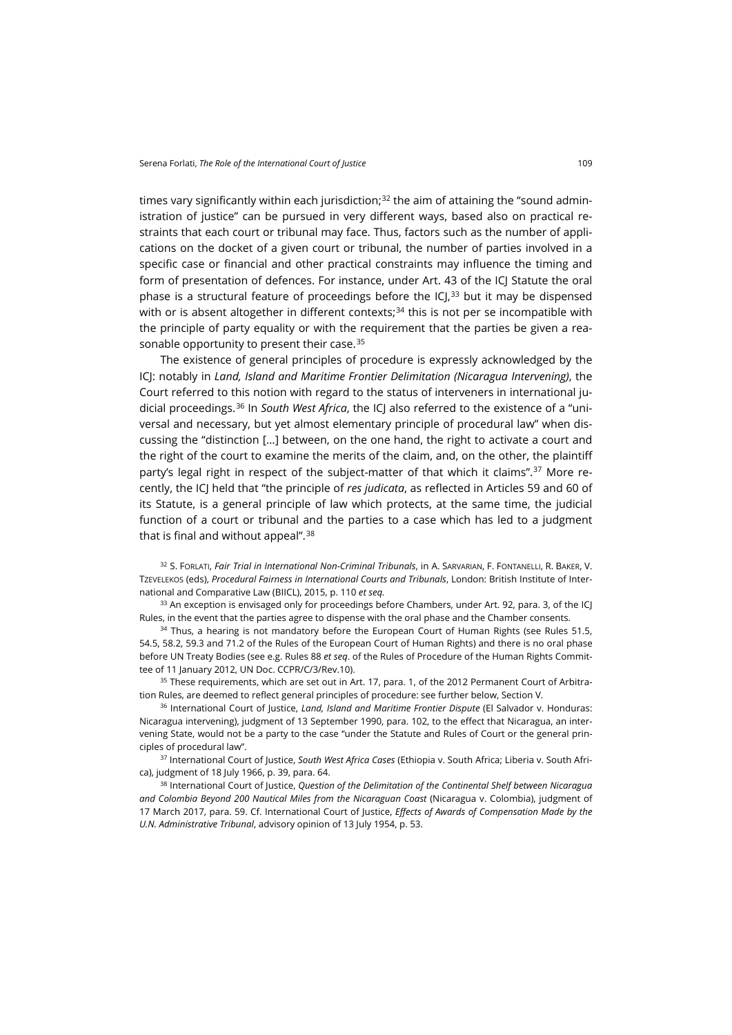times vary significantly within each jurisdiction;[32] the aim of attaining the "sound administration of justice" can be pursued in very different ways, based also on practical restraints that each court or tribunal may face. Thus, factors such as the number of applications on the docket of a given court or tribunal, the number of parties involved in a specific case or financial and other practical constraints may influence the timing and form of presentation of defences. For instance, under Art. 43 of the ICJ Statute the oral phase is a structural feature of proceedings before the ICJ,[33] but it may be dispensed with or is absent altogether in different contexts;[34] this is not per se incompatible with the principle of party equality or with the requirement that the parties be given a reasonable opportunity to present their case.[35]

The existence of general principles of procedure is expressly acknowledged by the ICJ: notably in *Land, Island and Maritime Frontier Delimitation (Nicaragua Intervening)*, the Court referred to this notion with regard to the status of interveners in international judicial proceedings.[36] In *South West Africa*, the ICJ also referred to the existence of a "universal and necessary, but yet almost elementary principle of procedural law" when discussing the "distinction […] between, on the one hand, the right to activate a court and the right of the court to examine the merits of the claim, and, on the other, the plaintiff party's legal right in respect of the subject-matter of that which it claims".[37] More recently, the ICJ held that "the principle of *res judicata*, as reflected in Articles 59 and 60 of its Statute, is a general principle of law which protects, at the same time, the judicial function of a court or tribunal and the parties to a case which has led to a judgment that is final and without appeal".[38]

[32] S. Forlati, *Fair Trial in International Non-Criminal Tribunals*, in A. Sarvarian, F. Fontanelli, R. Baker, V. Tzevelekos (eds), *Procedural Fairness in International Courts and Tribunals*, London: British Institute of International and Comparative Law (BIICL), 2015, p. 110 *et seq.*

[33] An exception is envisaged only for proceedings before Chambers, under Art. 92, para. 3, of the ICJ Rules, in the event that the parties agree to dispense with the oral phase and the Chamber consents.

[34] Thus, a hearing is not mandatory before the European Court of Human Rights (see Rules 51.5, 54.5, 58.2, 59.3 and 71.2 of the Rules of the European Court of Human Rights) and there is no oral phase before UN Treaty Bodies (see e.g. Rules 88 *et seq*. of the Rules of Procedure of the Human Rights Committee of 11 January 2012, UN Doc. CCPR/C/3/Rev.10).

[35] These requirements, which are set out in Art. 17, para. 1, of the 2012 Permanent Court of Arbitration Rules, are deemed to reflect general principles of procedure: see further below, Section V.

[36] International Court of Justice, *Land, Island and Maritime Frontier Dispute* (El Salvador v. Honduras: Nicaragua intervening), judgment of 13 September 1990, para. 102, to the effect that Nicaragua, an intervening State, would not be a party to the case "under the Statute and Rules of Court or the general principles of procedural law".

[37] International Court of Justice, *South West Africa Cases* (Ethiopia v. South Africa; Liberia v. South Africa), judgment of 18 July 1966, p. 39, para. 64.

[38] International Court of Justice, *Question of the Delimitation of the Continental Shelf between Nicaragua and Colombia Beyond 200 Nautical Miles from the Nicaraguan Coast* (Nicaragua v. Colombia), judgment of 17 March 2017, para. 59. Cf. International Court of Justice, *Effects of Awards of Compensation Made by the U.N. Administrative Tribunal*, advisory opinion of 13 July 1954, p. 53.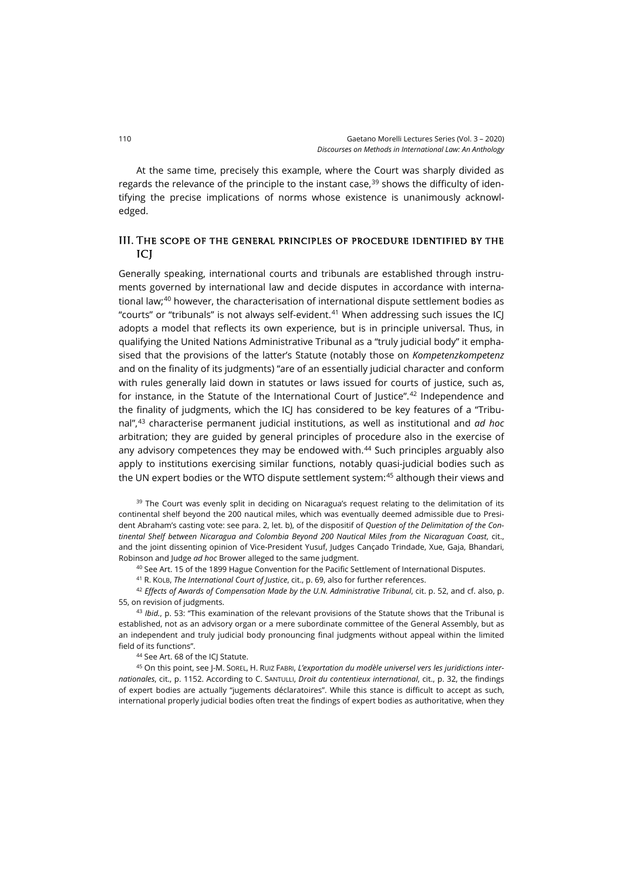At the same time, precisely this example, where the Court was sharply divided as regards the relevance of the principle to the instant case,[39] shows the difficulty of identifying the precise implications of norms whose existence is unanimously acknowledged.

## III. The scope of the general principles of procedure identified by the ICJ

Generally speaking, international courts and tribunals are established through instruments governed by international law and decide disputes in accordance with international law;[40] however, the characterisation of international dispute settlement bodies as "courts" or "tribunals" is not always self-evident.[41] When addressing such issues the ICJ adopts a model that reflects its own experience, but is in principle universal. Thus, in qualifying the United Nations Administrative Tribunal as a "truly judicial body" it emphasised that the provisions of the latter's Statute (notably those on *Kompetenzkompetenz* and on the finality of its judgments) "are of an essentially judicial character and conform with rules generally laid down in statutes or laws issued for courts of justice, such as, for instance, in the Statute of the International Court of Justice".[42] Independence and the finality of judgments, which the ICJ has considered to be key features of a "Tribunal",[43] characterise permanent judicial institutions, as well as institutional and *ad hoc* arbitration; they are guided by general principles of procedure also in the exercise of any advisory competences they may be endowed with.[44] Such principles arguably also apply to institutions exercising similar functions, notably quasi-judicial bodies such as the UN expert bodies or the WTO dispute settlement system:[45] although their views and

[39] The Court was evenly split in deciding on Nicaragua's request relating to the delimitation of its continental shelf beyond the 200 nautical miles, which was eventually deemed admissible due to President Abraham's casting vote: see para. 2, let. b), of the dispositif of *Question of the Delimitation of the Continental Shelf between Nicaragua and Colombia Beyond 200 Nautical Miles from the Nicaraguan Coast*, cit., and the joint dissenting opinion of Vice-President Yusuf, Judges Cançado Trindade, Xue, Gaja, Bhandari, Robinson and Judge *ad hoc* Brower alleged to the same judgment.

[40] See Art. 15 of the 1899 Hague Convention for the Pacific Settlement of International Disputes.

[41] R. Kolb, *The International Court of Justice*, cit., p. 69, also for further references.

[42] *Effects of Awards of Compensation Made by the U.N. Administrative Tribunal*, cit. p. 52, and cf. also, p. 55, on revision of judgments.

[43] *Ibid.*, p. 53: "This examination of the relevant provisions of the Statute shows that the Tribunal is established, not as an advisory organ or a mere subordinate committee of the General Assembly, but as an independent and truly judicial body pronouncing final judgments without appeal within the limited field of its functions".

[44] See Art. 68 of the ICJ Statute.

[45] On this point, see J-M. Sorel, H. Ruiz Fabri, *L'exportation du modèle universel vers les juridictions internationales*, cit., p. 1152. According to C. Santulli, *Droit du contentieux international*, cit., p. 32, the findings of expert bodies are actually "jugements déclaratoires". While this stance is difficult to accept as such, international properly judicial bodies often treat the findings of expert bodies as authoritative, when they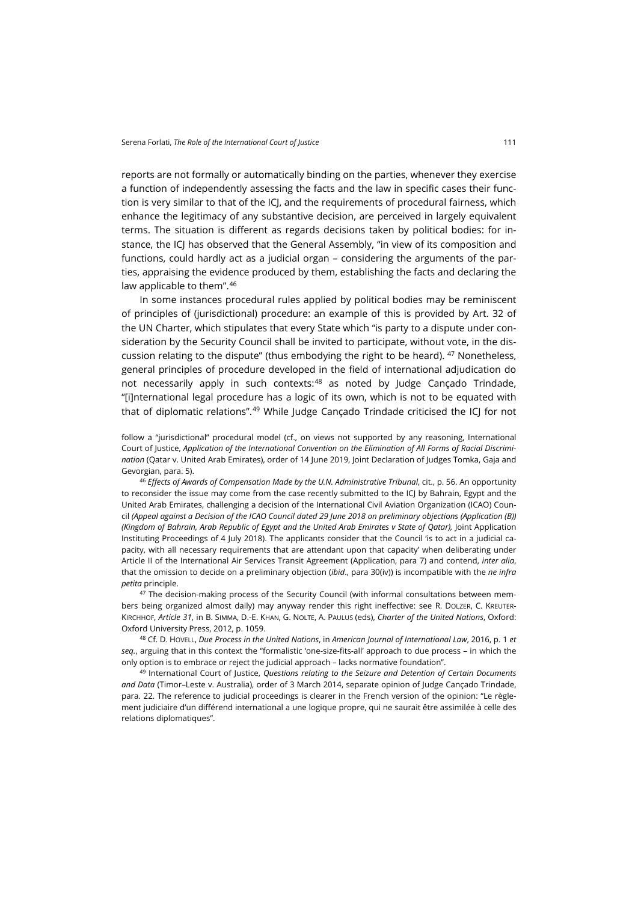reports are not formally or automatically binding on the parties, whenever they exercise a function of independently assessing the facts and the law in specific cases their function is very similar to that of the ICJ, and the requirements of procedural fairness, which enhance the legitimacy of any substantive decision, are perceived in largely equivalent terms. The situation is different as regards decisions taken by political bodies: for instance, the ICJ has observed that the General Assembly, "in view of its composition and functions, could hardly act as a judicial organ – considering the arguments of the parties, appraising the evidence produced by them, establishing the facts and declaring the law applicable to them".[46]

In some instances procedural rules applied by political bodies may be reminiscent of principles of (jurisdictional) procedure: an example of this is provided by Art. 32 of the UN Charter, which stipulates that every State which "is party to a dispute under consideration by the Security Council shall be invited to participate, without vote, in the discussion relating to the dispute" (thus embodying the right to be heard). [47] Nonetheless, general principles of procedure developed in the field of international adjudication do not necessarily apply in such contexts:[48] as noted by Judge Cançado Trindade, "[i]nternational legal procedure has a logic of its own, which is not to be equated with that of diplomatic relations".[49] While Judge Cançado Trindade criticised the ICJ for not

follow a "jurisdictional" procedural model (cf., on views not supported by any reasoning, International Court of Justice, *Application of the International Convention on the Elimination of All Forms of Racial Discrimination* (Qatar v. United Arab Emirates), order of 14 June 2019, Joint Declaration of Judges Tomka, Gaja and Gevorgian, para. 5).

[46] *Effects of Awards of Compensation Made by the U.N. Administrative Tribunal*, cit., p. 56. An opportunity to reconsider the issue may come from the case recently submitted to the ICJ by Bahrain, Egypt and the United Arab Emirates, challenging a decision of the International Civil Aviation Organization (ICAO) Council *(Appeal against a Decision of the ICAO Council dated 29 June 2018 on preliminary objections (Application (B)) (Kingdom of Bahrain, Arab Republic of Egypt and the United Arab Emirates v State of Qatar),* Joint Application Instituting Proceedings of 4 July 2018). The applicants consider that the Council 'is to act in a judicial capacity, with all necessary requirements that are attendant upon that capacity' when deliberating under Article II of the International Air Services Transit Agreement (Application, para 7) and contend, *inter alia*, that the omission to decide on a preliminary objection (*ibid*., para 30(iv)) is incompatible with the *ne infra petita* principle.

[47] The decision-making process of the Security Council (with informal consultations between members being organized almost daily) may anyway render this right ineffective: see R. Dolzer, C. Kreuter-Kirchhof, *Article 31*, in B. Simma, D.-E. Khan, G. Nolte, A. Paulus (eds), *Charter of the United Nations*, Oxford: Oxford University Press, 2012, p. 1059.

[48] Cf. D. Hovell, *Due Process in the United Nations*, in *American Journal of International Law*, 2016, p. 1 *et seq.*, arguing that in this context the "formalistic 'one-size-fits-all' approach to due process – in which the only option is to embrace or reject the judicial approach – lacks normative foundation".

[49] International Court of Justice, *Questions relating to the Seizure and Detention of Certain Documents and Data* (Timor–Leste v. Australia), order of 3 March 2014, separate opinion of Judge Cançado Trindade, para. 22. The reference to judicial proceedings is clearer in the French version of the opinion: "Le règlement judiciaire d'un différend international a une logique propre, qui ne saurait être assimilée à celle des relations diplomatiques".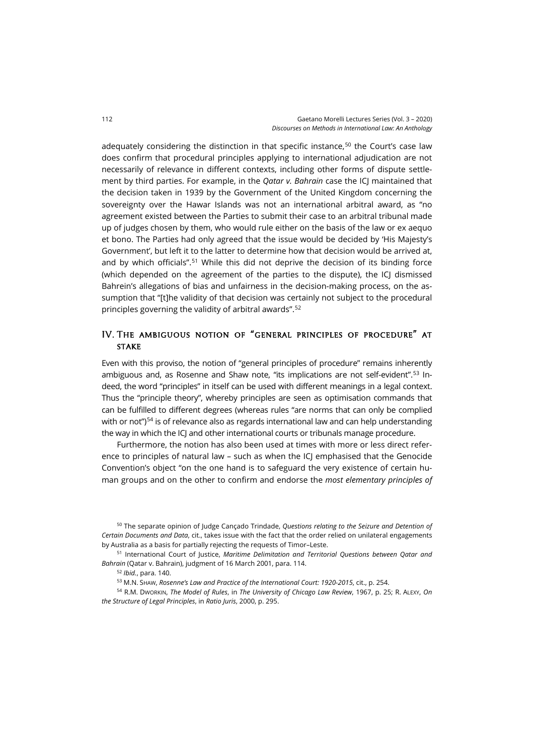adequately considering the distinction in that specific instance,[50] the Court's case law does confirm that procedural principles applying to international adjudication are not necessarily of relevance in different contexts, including other forms of dispute settlement by third parties. For example, in the *Qatar v. Bahrain* case the ICJ maintained that the decision taken in 1939 by the Government of the United Kingdom concerning the sovereignty over the Hawar Islands was not an international arbitral award, as "no agreement existed between the Parties to submit their case to an arbitral tribunal made up of judges chosen by them, who would rule either on the basis of the law or ex aequo et bono. The Parties had only agreed that the issue would be decided by 'His Majesty's Government', but left it to the latter to determine how that decision would be arrived at, and by which officials".[51] While this did not deprive the decision of its binding force (which depended on the agreement of the parties to the dispute), the ICJ dismissed Bahrein's allegations of bias and unfairness in the decision-making process, on the assumption that "[t]he validity of that decision was certainly not subject to the procedural principles governing the validity of arbitral awards".[52]

## IV. The ambiguous notion of "general principles of procedure" at stake

Even with this proviso, the notion of "general principles of procedure" remains inherently ambiguous and, as Rosenne and Shaw note, "its implications are not self-evident".[53] Indeed, the word "principles" in itself can be used with different meanings in a legal context. Thus the "principle theory", whereby principles are seen as optimisation commands that can be fulfilled to different degrees (whereas rules "are norms that can only be complied with or not")[54] is of relevance also as regards international law and can help understanding the way in which the ICJ and other international courts or tribunals manage procedure.

Furthermore, the notion has also been used at times with more or less direct reference to principles of natural law – such as when the ICJ emphasised that the Genocide Convention's object "on the one hand is to safeguard the very existence of certain human groups and on the other to confirm and endorse the *most elementary principles of*

---

[50] The separate opinion of Judge Cançado Trindade, *Questions relating to the Seizure and Detention of Certain Documents and Data*, cit., takes issue with the fact that the order relied on unilateral engagements by Australia as a basis for partially rejecting the requests of Timor–Leste.

[51] International Court of Justice, *Maritime Delimitation and Territorial Questions between Qatar and Bahrain* (Qatar v. Bahrain), judgment of 16 March 2001, para. 114.

[52] *Ibid*., para. 140.

[53] M.N. Shaw, *Rosenne's Law and Practice of the International Court: 1920-2015*, cit., p. 254.

[54] R.M. Dworkin, *The Model of Rules*, in *The University of Chicago Law Review*, 1967, p. 25; R. Alexy, *On the Structure of Legal Principles*, in *Ratio Juris*, 2000, p. 295.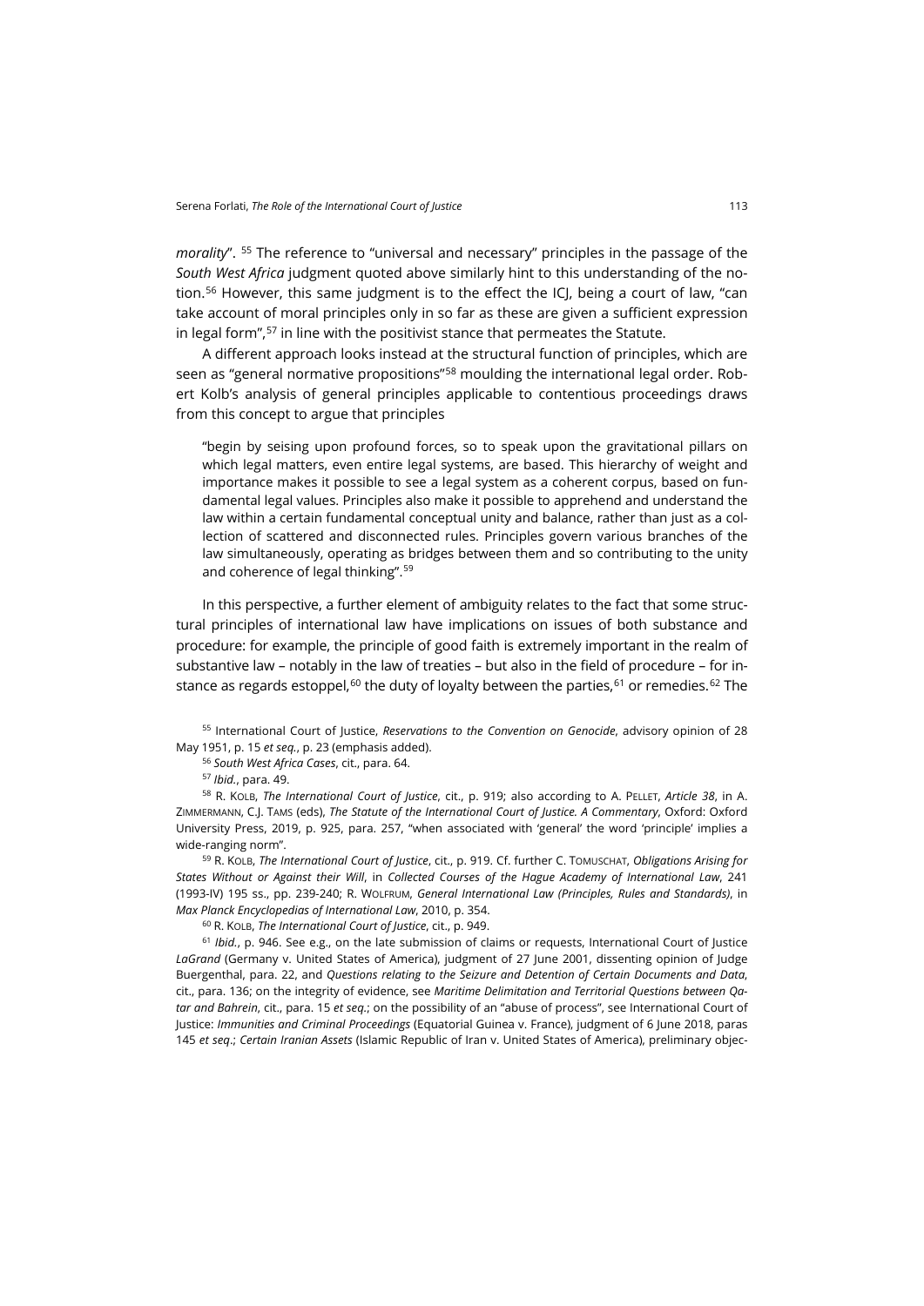*morality*". [55] The reference to "universal and necessary" principles in the passage of the *South West Africa* judgment quoted above similarly hint to this understanding of the notion.[56] However, this same judgment is to the effect the ICJ, being a court of law, "can take account of moral principles only in so far as these are given a sufficient expression in legal form",[57] in line with the positivist stance that permeates the Statute.

A different approach looks instead at the structural function of principles, which are seen as "general normative propositions"[58] moulding the international legal order. Robert Kolb's analysis of general principles applicable to contentious proceedings draws from this concept to argue that principles

> "begin by seising upon profound forces, so to speak upon the gravitational pillars on which legal matters, even entire legal systems, are based. This hierarchy of weight and importance makes it possible to see a legal system as a coherent corpus, based on fundamental legal values. Principles also make it possible to apprehend and understand the law within a certain fundamental conceptual unity and balance, rather than just as a collection of scattered and disconnected rules. Principles govern various branches of the law simultaneously, operating as bridges between them and so contributing to the unity and coherence of legal thinking".[59]

In this perspective, a further element of ambiguity relates to the fact that some structural principles of international law have implications on issues of both substance and procedure: for example, the principle of good faith is extremely important in the realm of substantive law – notably in the law of treaties – but also in the field of procedure – for instance as regards estoppel,[60] the duty of loyalty between the parties,[61] or remedies.[62] The

[55] International Court of Justice, *Reservations to the Convention on Genocide*, advisory opinion of 28 May 1951, p. 15 *et seq.*, p. 23 (emphasis added).

[56] *South West Africa Cases*, cit., para. 64.

[57] *Ibid.*, para. 49.

[58] R. KOLB, *The International Court of Justice*, cit., p. 919; also according to A. PELLET, *Article 38*, in A. ZIMMERMANN, C.J. TAMS (eds), *The Statute of the International Court of Justice. A Commentary*, Oxford: Oxford University Press, 2019, p. 925, para. 257, "when associated with 'general' the word 'principle' implies a wide-ranging norm".

[59] R. KOLB, *The International Court of Justice*, cit., p. 919. Cf. further C. TOMUSCHAT, *Obligations Arising for States Without or Against their Will*, in *Collected Courses of the Hague Academy of International Law*, 241 (1993-IV) 195 ss., pp. 239-240; R. WOLFRUM, *General International Law (Principles, Rules and Standards)*, in *Max Planck Encyclopedias of International Law*, 2010, p. 354.

[60] R. KOLB, *The International Court of Justice*, cit., p. 949.

[61] *Ibid.*, p. 946. See e.g., on the late submission of claims or requests, International Court of Justice *LaGrand* (Germany v. United States of America), judgment of 27 June 2001, dissenting opinion of Judge Buergenthal, para. 22, and *Questions relating to the Seizure and Detention of Certain Documents and Data*, cit., para. 136; on the integrity of evidence, see *Maritime Delimitation and Territorial Questions between Qatar and Bahrein*, cit., para. 15 *et seq.*; on the possibility of an "abuse of process", see International Court of Justice: *Immunities and Criminal Proceedings* (Equatorial Guinea v. France), judgment of 6 June 2018, paras 145 *et seq*.; *Certain Iranian Assets* (Islamic Republic of Iran v. United States of America), preliminary objec-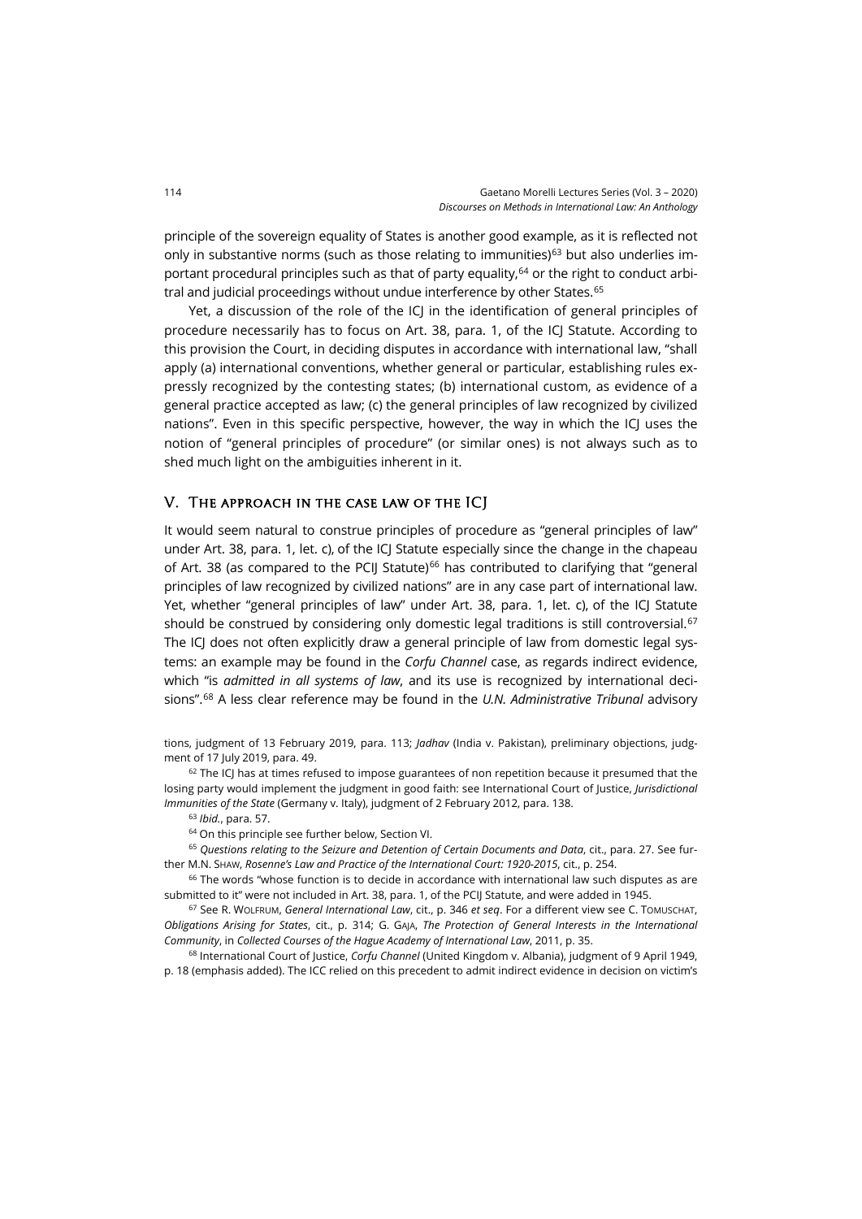principle of the sovereign equality of States is another good example, as it is reflected not only in substantive norms (such as those relating to immunities)[63] but also underlies important procedural principles such as that of party equality,[64] or the right to conduct arbitral and judicial proceedings without undue interference by other States.[65]

Yet, a discussion of the role of the ICJ in the identification of general principles of procedure necessarily has to focus on Art. 38, para. 1, of the ICJ Statute. According to this provision the Court, in deciding disputes in accordance with international law, "shall apply (a) international conventions, whether general or particular, establishing rules expressly recognized by the contesting states; (b) international custom, as evidence of a general practice accepted as law; (c) the general principles of law recognized by civilized nations". Even in this specific perspective, however, the way in which the ICJ uses the notion of "general principles of procedure" (or similar ones) is not always such as to shed much light on the ambiguities inherent in it.

## V. The approach in the case law of the ICJ

It would seem natural to construe principles of procedure as "general principles of law" under Art. 38, para. 1, let. c), of the ICJ Statute especially since the change in the chapeau of Art. 38 (as compared to the PCIJ Statute)[66] has contributed to clarifying that "general principles of law recognized by civilized nations" are in any case part of international law. Yet, whether "general principles of law" under Art. 38, para. 1, let. c), of the ICJ Statute should be construed by considering only domestic legal traditions is still controversial.[67] The ICJ does not often explicitly draw a general principle of law from domestic legal systems: an example may be found in the *Corfu Channel* case, as regards indirect evidence, which "is *admitted in all systems of law*, and its use is recognized by international decisions".[68] A less clear reference may be found in the *U.N. Administrative Tribunal* advisory

---

tions, judgment of 13 February 2019, para. 113; *Jadhav* (India v. Pakistan), preliminary objections, judgment of 17 July 2019, para. 49.

[62] The ICJ has at times refused to impose guarantees of non repetition because it presumed that the losing party would implement the judgment in good faith: see International Court of Justice, *Jurisdictional Immunities of the State* (Germany v. Italy), judgment of 2 February 2012, para. 138.

[63] *Ibid.*, para. 57.

[64] On this principle see further below, Section VI.

[65] *Questions relating to the Seizure and Detention of Certain Documents and Data*, cit., para. 27. See further M.N. Shaw, *Rosenne's Law and Practice of the International Court: 1920-2015*, cit., p. 254.

[66] The words "whose function is to decide in accordance with international law such disputes as are submitted to it" were not included in Art. 38, para. 1, of the PCIJ Statute, and were added in 1945.

[67] See R. Wolfrum, *General International Law*, cit., p. 346 *et seq*. For a different view see C. Tomuschat, *Obligations Arising for States*, cit., p. 314; G. Gaja, *The Protection of General Interests in the International Community*, in *Collected Courses of the Hague Academy of International Law*, 2011, p. 35.

[68] International Court of Justice, *Corfu Channel* (United Kingdom v. Albania), judgment of 9 April 1949, p. 18 (emphasis added). The ICC relied on this precedent to admit indirect evidence in decision on victim's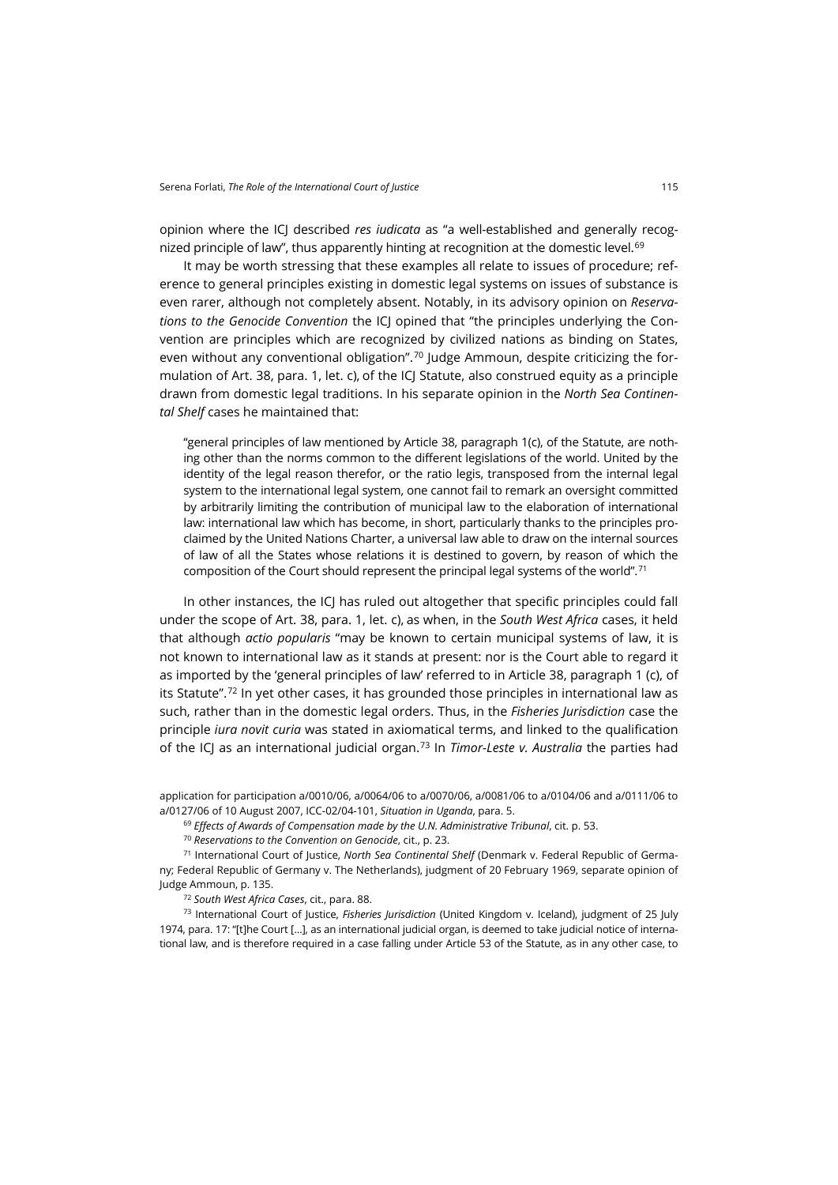opinion where the ICJ described *res iudicata* as "a well-established and generally recognized principle of law", thus apparently hinting at recognition at the domestic level.[69]

It may be worth stressing that these examples all relate to issues of procedure; reference to general principles existing in domestic legal systems on issues of substance is even rarer, although not completely absent. Notably, in its advisory opinion on *Reservations to the Genocide Convention* the ICJ opined that "the principles underlying the Convention are principles which are recognized by civilized nations as binding on States, even without any conventional obligation".[70] Judge Ammoun, despite criticizing the formulation of Art. 38, para. 1, let. c), of the ICJ Statute, also construed equity as a principle drawn from domestic legal traditions. In his separate opinion in the *North Sea Continental Shelf* cases he maintained that:

> "general principles of law mentioned by Article 38, paragraph 1(c), of the Statute, are nothing other than the norms common to the different legislations of the world. United by the identity of the legal reason therefor, or the ratio legis, transposed from the internal legal system to the international legal system, one cannot fail to remark an oversight committed by arbitrarily limiting the contribution of municipal law to the elaboration of international law: international law which has become, in short, particularly thanks to the principles proclaimed by the United Nations Charter, a universal law able to draw on the internal sources of law of all the States whose relations it is destined to govern, by reason of which the composition of the Court should represent the principal legal systems of the world".[71]

In other instances, the ICJ has ruled out altogether that specific principles could fall under the scope of Art. 38, para. 1, let. c), as when, in the *South West Africa* cases, it held that although *actio popularis* "may be known to certain municipal systems of law, it is not known to international law as it stands at present: nor is the Court able to regard it as imported by the 'general principles of law' referred to in Article 38, paragraph 1 (c), of its Statute".[72] In yet other cases, it has grounded those principles in international law as such, rather than in the domestic legal orders. Thus, in the *Fisheries Jurisdiction* case the principle *iura novit curia* was stated in axiomatical terms, and linked to the qualification of the ICJ as an international judicial organ.[73] In *Timor-Leste v. Australia* the parties had

---

application for participation a/0010/06, a/0064/06 to a/0070/06, a/0081/06 to a/0104/06 and a/0111/06 to a/0127/06 of 10 August 2007, ICC-02/04-101, *Situation in Uganda*, para. 5.

[69] *Effects of Awards of Compensation made by the U.N. Administrative Tribunal*, cit. p. 53.

[70] *Reservations to the Convention on Genocide*, cit., p. 23.

[71] International Court of Justice, *North Sea Continental Shelf* (Denmark v. Federal Republic of Germany; Federal Republic of Germany v. The Netherlands), judgment of 20 February 1969, separate opinion of Judge Ammoun, p. 135.

[72] *South West Africa Cases*, cit., para. 88.

[73] International Court of Justice, *Fisheries Jurisdiction* (United Kingdom v. Iceland), judgment of 25 July 1974, para. 17: "[t]he Court [...], as an international judicial organ, is deemed to take judicial notice of international law, and is therefore required in a case falling under Article 53 of the Statute, as in any other case, to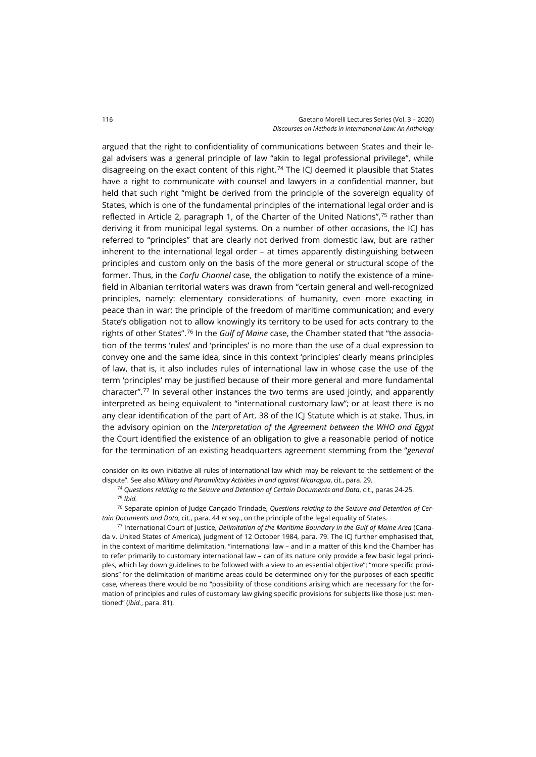argued that the right to confidentiality of communications between States and their legal advisers was a general principle of law "akin to legal professional privilege", while disagreeing on the exact content of this right.[74] The ICJ deemed it plausible that States have a right to communicate with counsel and lawyers in a confidential manner, but held that such right "might be derived from the principle of the sovereign equality of States, which is one of the fundamental principles of the international legal order and is reflected in Article 2, paragraph 1, of the Charter of the United Nations",[75] rather than deriving it from municipal legal systems. On a number of other occasions, the ICJ has referred to "principles" that are clearly not derived from domestic law, but are rather inherent to the international legal order – at times apparently distinguishing between principles and custom only on the basis of the more general or structural scope of the former. Thus, in the *Corfu Channel* case, the obligation to notify the existence of a minefield in Albanian territorial waters was drawn from "certain general and well-recognized principles, namely: elementary considerations of humanity, even more exacting in peace than in war; the principle of the freedom of maritime communication; and every State's obligation not to allow knowingly its territory to be used for acts contrary to the rights of other States".[76] In the *Gulf of Maine* case, the Chamber stated that "the association of the terms 'rules' and 'principles' is no more than the use of a dual expression to convey one and the same idea, since in this context 'principles' clearly means principles of law, that is, it also includes rules of international law in whose case the use of the term 'principles' may be justified because of their more general and more fundamental character".[77] In several other instances the two terms are used jointly, and apparently interpreted as being equivalent to "international customary law"; or at least there is no any clear identification of the part of Art. 38 of the ICJ Statute which is at stake. Thus, in the advisory opinion on the *Interpretation of the Agreement between the WHO and Egypt* the Court identified the existence of an obligation to give a reasonable period of notice for the termination of an existing headquarters agreement stemming from the "*general*

consider on its own initiative all rules of international law which may be relevant to the settlement of the dispute". See also *Military and Paramilitary Activities in and against Nicaragua*, cit., para. 29.

[74] *Questions relating to the Seizure and Detention of Certain Documents and Data*, cit., paras 24-25.

[75] *Ibid.*

[76] Separate opinion of Judge Cançado Trindade, *Questions relating to the Seizure and Detention of Certain Documents and Data*, cit., para. 44 *et seq.*, on the principle of the legal equality of States.

[77] International Court of Justice, *Delimitation of the Maritime Boundary in the Gulf of Maine Area* (Canada v. United States of America), judgment of 12 October 1984, para. 79. The ICJ further emphasised that, in the context of maritime delimitation, "international law – and in a matter of this kind the Chamber has to refer primarily to customary international law – can of its nature only provide a few basic legal principles, which lay down guidelines to be followed with a view to an essential objective"; "more specific provisions" for the delimitation of maritime areas could be determined only for the purposes of each specific case, whereas there would be no "possibility of those conditions arising which are necessary for the formation of principles and rules of customary law giving specific provisions for subjects like those just mentioned" (*ibid.*, para. 81).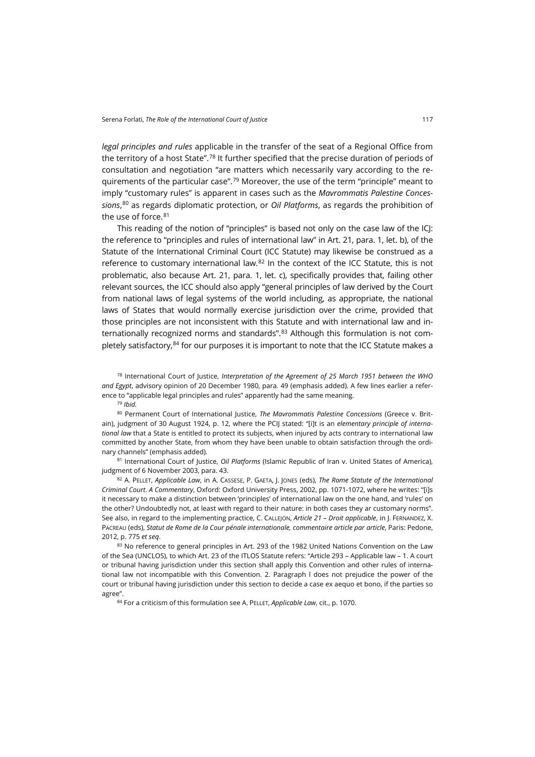*legal principles and rules* applicable in the transfer of the seat of a Regional Office from the territory of a host State".[78] It further specified that the precise duration of periods of consultation and negotiation "are matters which necessarily vary according to the requirements of the particular case".[79] Moreover, the use of the term "principle" meant to imply "customary rules" is apparent in cases such as the *Mavrommatis Palestine Concessions*,[80] as regards diplomatic protection, or *Oil Platforms*, as regards the prohibition of the use of force.[81]

This reading of the notion of "principles" is based not only on the case law of the ICJ: the reference to "principles and rules of international law" in Art. 21, para. 1, let. b), of the Statute of the International Criminal Court (ICC Statute) may likewise be construed as a reference to customary international law.[82] In the context of the ICC Statute, this is not problematic, also because Art. 21, para. 1, let. c), specifically provides that, failing other relevant sources, the ICC should also apply "general principles of law derived by the Court from national laws of legal systems of the world including, as appropriate, the national laws of States that would normally exercise jurisdiction over the crime, provided that those principles are not inconsistent with this Statute and with international law and internationally recognized norms and standards".[83] Although this formulation is not completely satisfactory,[84] for our purposes it is important to note that the ICC Statute makes a

[78] International Court of Justice, *Interpretation of the Agreement of 25 March 1951 between the WHO and Egypt*, advisory opinion of 20 December 1980, para. 49 (emphasis added). A few lines earlier a reference to "applicable legal principles and rules" apparently had the same meaning.

[79] *Ibid.*

[80] Permanent Court of International Justice, *The Mavrommatis Palestine Concessions* (Greece v. Britain), judgment of 30 August 1924, p. 12, where the PCIJ stated: "[i]t is an *elementary principle of international law* that a State is entitled to protect its subjects, when injured by acts contrary to international law committed by another State, from whom they have been unable to obtain satisfaction through the ordinary channels" (emphasis added).

[81] International Court of Justice, *Oil Platforms* (Islamic Republic of Iran v. United States of America), judgment of 6 November 2003, para. 43.

[82] A. Pellet, *Applicable Law*, in A. Cassese, P. Gaeta, J. Jones (eds), *The Rome Statute of the International Criminal Court. A Commentary*, Oxford: Oxford University Press, 2002, pp. 1071-1072, where he writes: "[i]s it necessary to make a distinction between 'principles' of international law on the one hand, and 'rules' on the other? Undoubtedly not, at least with regard to their nature: in both cases they ar customary norms". See also, in regard to the implementing practice, C. Callejon, *Article 21 – Droit applicable*, in J. Fernandez, X. Pacreau (eds), *Statut de Rome de la Cour pénale internationale, commentaire article par article*, Paris: Pedone, 2012, p. 775 *et seq*.

[83] No reference to general principles in Art. 293 of the 1982 United Nations Convention on the Law of the Sea (UNCLOS), to which Art. 23 of the ITLOS Statute refers: "Article 293 – Applicable law – 1. A court or tribunal having jurisdiction under this section shall apply this Convention and other rules of international law not incompatible with this Convention. 2. Paragraph l does not prejudice the power of the court or tribunal having jurisdiction under this section to decide a case ex aequo et bono, if the parties so agree".

[84] For a criticism of this formulation see A. Pellet, *Applicable Law*, cit., p. 1070.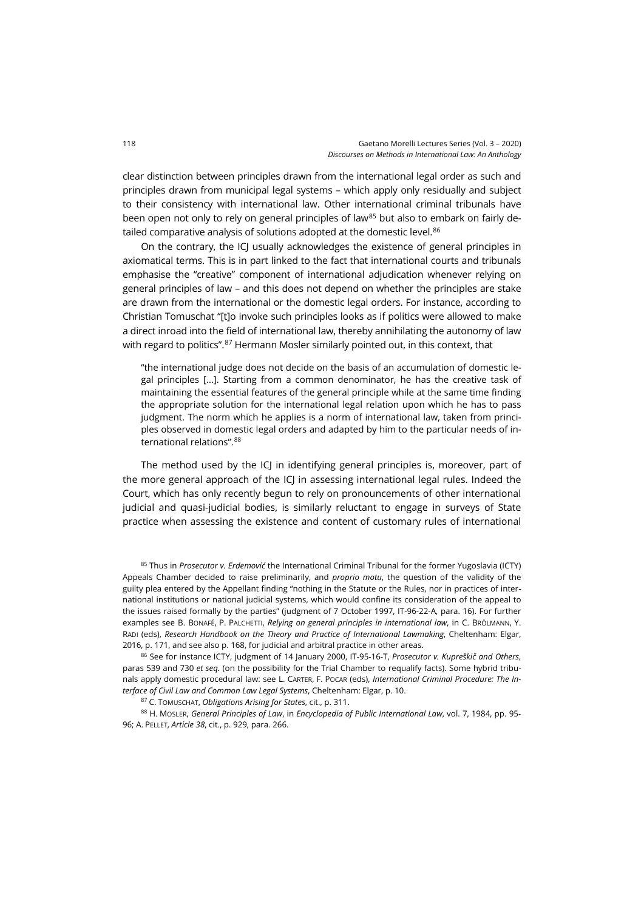clear distinction between principles drawn from the international legal order as such and principles drawn from municipal legal systems – which apply only residually and subject to their consistency with international law. Other international criminal tribunals have been open not only to rely on general principles of law[85] but also to embark on fairly detailed comparative analysis of solutions adopted at the domestic level.[86]

On the contrary, the ICJ usually acknowledges the existence of general principles in axiomatical terms. This is in part linked to the fact that international courts and tribunals emphasise the "creative" component of international adjudication whenever relying on general principles of law – and this does not depend on whether the principles are stake are drawn from the international or the domestic legal orders. For instance, according to Christian Tomuschat "[t]o invoke such principles looks as if politics were allowed to make a direct inroad into the field of international law, thereby annihilating the autonomy of law with regard to politics".[87] Hermann Mosler similarly pointed out, in this context, that

> "the international judge does not decide on the basis of an accumulation of domestic legal principles […]. Starting from a common denominator, he has the creative task of maintaining the essential features of the general principle while at the same time finding the appropriate solution for the international legal relation upon which he has to pass judgment. The norm which he applies is a norm of international law, taken from principles observed in domestic legal orders and adapted by him to the particular needs of international relations".[88]

The method used by the ICJ in identifying general principles is, moreover, part of the more general approach of the ICJ in assessing international legal rules. Indeed the Court, which has only recently begun to rely on pronouncements of other international judicial and quasi-judicial bodies, is similarly reluctant to engage in surveys of State practice when assessing the existence and content of customary rules of international

---

[85] Thus in *Prosecutor v. Erdemović* the International Criminal Tribunal for the former Yugoslavia (ICTY) Appeals Chamber decided to raise preliminarily, and *proprio motu*, the question of the validity of the guilty plea entered by the Appellant finding "nothing in the Statute or the Rules, nor in practices of international institutions or national judicial systems, which would confine its consideration of the appeal to the issues raised formally by the parties" (judgment of 7 October 1997, IT-96-22-A, para. 16). For further examples see B. Bonafé, P. Palchetti, *Relying on general principles in international law*, in C. Brölmann, Y. Radi (eds), *Research Handbook on the Theory and Practice of International Lawmaking*, Cheltenham: Elgar, 2016, p. 171, and see also p. 168, for judicial and arbitral practice in other areas.

[86] See for instance ICTY, judgment of 14 January 2000, IT-95-16-T, *Prosecutor v. Kupreškič and Others*, paras 539 and 730 *et seq.* (on the possibility for the Trial Chamber to requalify facts). Some hybrid tribunals apply domestic procedural law: see L. Carter, F. Pocar (eds), *International Criminal Procedure: The Interface of Civil Law and Common Law Legal Systems*, Cheltenham: Elgar, p. 10.

[87] C. Tomuschat, *Obligations Arising for States*, cit., p. 311.

[88] H. Mosler, *General Principles of Law*, in *Encyclopedia of Public International Law*, vol. 7, 1984, pp. 95-96; A. Pellet, *Article 38*, cit., p. 929, para. 266.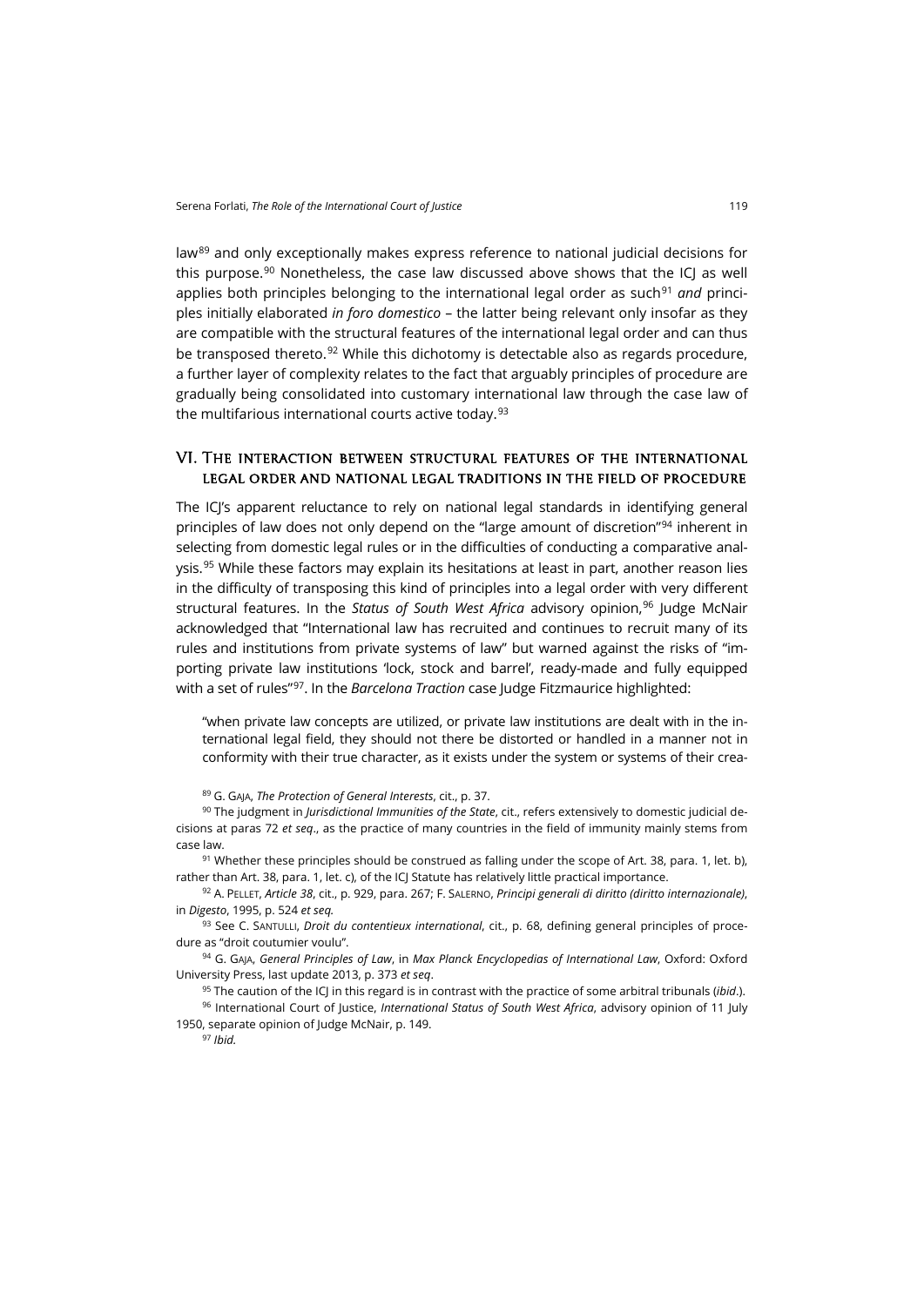law[89] and only exceptionally makes express reference to national judicial decisions for this purpose.[90] Nonetheless, the case law discussed above shows that the ICJ as well applies both principles belonging to the international legal order as such[91] *and* principles initially elaborated *in foro domestico* – the latter being relevant only insofar as they are compatible with the structural features of the international legal order and can thus be transposed thereto.[92] While this dichotomy is detectable also as regards procedure, a further layer of complexity relates to the fact that arguably principles of procedure are gradually being consolidated into customary international law through the case law of the multifarious international courts active today.[93]

## VI. The interaction between structural features of the international legal order and national legal traditions in the field of procedure

The ICJ's apparent reluctance to rely on national legal standards in identifying general principles of law does not only depend on the "large amount of discretion"[94] inherent in selecting from domestic legal rules or in the difficulties of conducting a comparative analysis.[95] While these factors may explain its hesitations at least in part, another reason lies in the difficulty of transposing this kind of principles into a legal order with very different structural features. In the *Status of South West Africa* advisory opinion,[96] Judge McNair acknowledged that "International law has recruited and continues to recruit many of its rules and institutions from private systems of law" but warned against the risks of "importing private law institutions 'lock, stock and barrel', ready-made and fully equipped with a set of rules"[97]. In the *Barcelona Traction* case Judge Fitzmaurice highlighted:

> "when private law concepts are utilized, or private law institutions are dealt with in the international legal field, they should not there be distorted or handled in a manner not in conformity with their true character, as it exists under the system or systems of their crea-

[89] G. Gaja, *The Protection of General Interests*, cit., p. 37.

[90] The judgment in *Jurisdictional Immunities of the State*, cit., refers extensively to domestic judicial decisions at paras 72 *et seq*., as the practice of many countries in the field of immunity mainly stems from case law.

[91] Whether these principles should be construed as falling under the scope of Art. 38, para. 1, let. b), rather than Art. 38, para. 1, let. c), of the ICJ Statute has relatively little practical importance.

[92] A. Pellet, *Article 38*, cit., p. 929, para. 267; F. Salerno, *Principi generali di diritto (diritto internazionale)*, in *Digesto*, 1995, p. 524 *et seq.*

[93] See C. Santulli, *Droit du contentieux international*, cit., p. 68, defining general principles of procedure as "droit coutumier voulu".

[94] G. Gaja, *General Principles of Law*, in *Max Planck Encyclopedias of International Law*, Oxford: Oxford University Press, last update 2013, p. 373 *et seq*.

[95] The caution of the ICJ in this regard is in contrast with the practice of some arbitral tribunals (*ibid*.).

[96] International Court of Justice, *International Status of South West Africa*, advisory opinion of 11 July 1950, separate opinion of Judge McNair, p. 149.

[97] *Ibid.*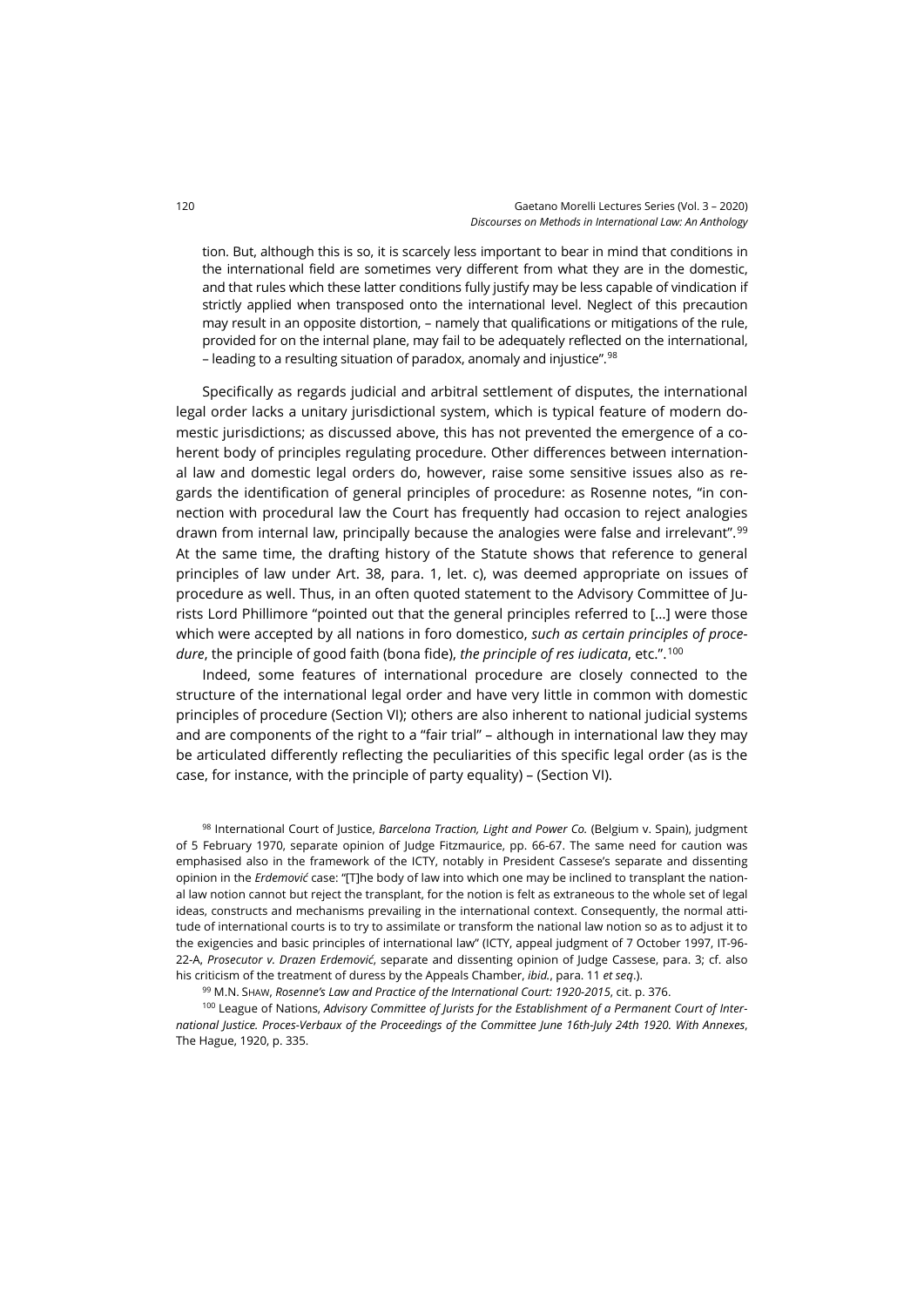tion. But, although this is so, it is scarcely less important to bear in mind that conditions in the international field are sometimes very different from what they are in the domestic, and that rules which these latter conditions fully justify may be less capable of vindication if strictly applied when transposed onto the international level. Neglect of this precaution may result in an opposite distortion, – namely that qualifications or mitigations of the rule, provided for on the internal plane, may fail to be adequately reflected on the international, – leading to a resulting situation of paradox, anomaly and injustice".[98]

Specifically as regards judicial and arbitral settlement of disputes, the international legal order lacks a unitary jurisdictional system, which is typical feature of modern domestic jurisdictions; as discussed above, this has not prevented the emergence of a coherent body of principles regulating procedure. Other differences between international law and domestic legal orders do, however, raise some sensitive issues also as regards the identification of general principles of procedure: as Rosenne notes, "in connection with procedural law the Court has frequently had occasion to reject analogies drawn from internal law, principally because the analogies were false and irrelevant".[99] At the same time, the drafting history of the Statute shows that reference to general principles of law under Art. 38, para. 1, let. c), was deemed appropriate on issues of procedure as well. Thus, in an often quoted statement to the Advisory Committee of Jurists Lord Phillimore "pointed out that the general principles referred to […] were those which were accepted by all nations in foro domestico, *such as certain principles of procedure*, the principle of good faith (bona fide), *the principle of res iudicata*, etc.".[100]

Indeed, some features of international procedure are closely connected to the structure of the international legal order and have very little in common with domestic principles of procedure (Section VI); others are also inherent to national judicial systems and are components of the right to a "fair trial" – although in international law they may be articulated differently reflecting the peculiarities of this specific legal order (as is the case, for instance, with the principle of party equality) – (Section VI).

[98] International Court of Justice, *Barcelona Traction, Light and Power Co.* (Belgium v. Spain), judgment of 5 February 1970, separate opinion of Judge Fitzmaurice, pp. 66-67. The same need for caution was emphasised also in the framework of the ICTY, notably in President Cassese's separate and dissenting opinion in the *Erdemović* case: "[T]he body of law into which one may be inclined to transplant the national law notion cannot but reject the transplant, for the notion is felt as extraneous to the whole set of legal ideas, constructs and mechanisms prevailing in the international context. Consequently, the normal attitude of international courts is to try to assimilate or transform the national law notion so as to adjust it to the exigencies and basic principles of international law" (ICTY, appeal judgment of 7 October 1997, IT-96-22-A, *Prosecutor v. Drazen Erdemović*, separate and dissenting opinion of Judge Cassese, para. 3; cf. also his criticism of the treatment of duress by the Appeals Chamber, *ibid.*, para. 11 *et seq*.).

[99] M.N. Shaw, *Rosenne's Law and Practice of the International Court: 1920-2015*, cit. p. 376.

[100] League of Nations, *Advisory Committee of Jurists for the Establishment of a Permanent Court of International Justice. Proces-Verbaux of the Proceedings of the Committee June 16th-July 24th 1920. With Annexes*, The Hague, 1920, p. 335.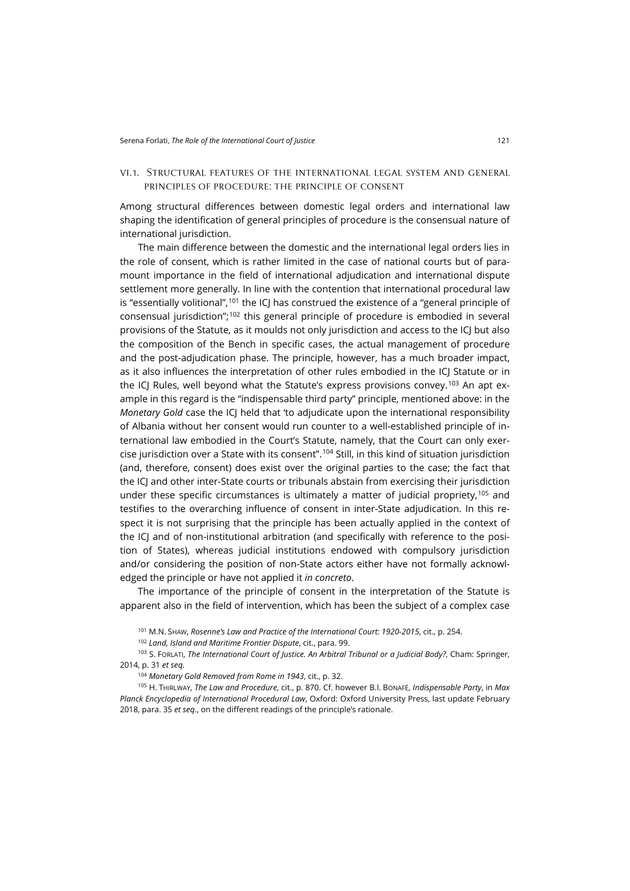### VI.1. Structural features of the international legal system and general principles of procedure: the principle of consent

Among structural differences between domestic legal orders and international law shaping the identification of general principles of procedure is the consensual nature of international jurisdiction.

The main difference between the domestic and the international legal orders lies in the role of consent, which is rather limited in the case of national courts but of paramount importance in the field of international adjudication and international dispute settlement more generally. In line with the contention that international procedural law is "essentially volitional",[101] the ICJ has construed the existence of a "general principle of consensual jurisdiction";[102] this general principle of procedure is embodied in several provisions of the Statute, as it moulds not only jurisdiction and access to the ICJ but also the composition of the Bench in specific cases, the actual management of procedure and the post-adjudication phase. The principle, however, has a much broader impact, as it also influences the interpretation of other rules embodied in the ICJ Statute or in the ICJ Rules, well beyond what the Statute's express provisions convey.[103] An apt example in this regard is the "indispensable third party" principle, mentioned above: in the *Monetary Gold* case the ICJ held that 'to adjudicate upon the international responsibility of Albania without her consent would run counter to a well-established principle of international law embodied in the Court's Statute, namely, that the Court can only exercise jurisdiction over a State with its consent".[104] Still, in this kind of situation jurisdiction (and, therefore, consent) does exist over the original parties to the case; the fact that the ICJ and other inter-State courts or tribunals abstain from exercising their jurisdiction under these specific circumstances is ultimately a matter of judicial propriety,[105] and testifies to the overarching influence of consent in inter-State adjudication. In this respect it is not surprising that the principle has been actually applied in the context of the ICJ and of non-institutional arbitration (and specifically with reference to the position of States), whereas judicial institutions endowed with compulsory jurisdiction and/or considering the position of non-State actors either have not formally acknowledged the principle or have not applied it *in concreto*.

The importance of the principle of consent in the interpretation of the Statute is apparent also in the field of intervention, which has been the subject of a complex case

[101] M.N. Shaw, *Rosenne's Law and Practice of the International Court: 1920-2015*, cit., p. 254.

[102] *Land, Island and Maritime Frontier Dispute*, cit., para. 99.

[103] S. Forlati, *The International Court of Justice. An Arbitral Tribunal or a Judicial Body?*, Cham: Springer, 2014, p. 31 *et seq.*

[104] *Monetary Gold Removed from Rome in 1943*, cit., p. 32.

[105] H. Thirlway, *The Law and Procedure*, cit., p. 870. Cf. however B.I. Bonafé, *Indispensable Party*, in *Max Planck Encyclopedia of International Procedural Law*, Oxford: Oxford University Press, last update February 2018, para. 35 *et seq*., on the different readings of the principle's rationale.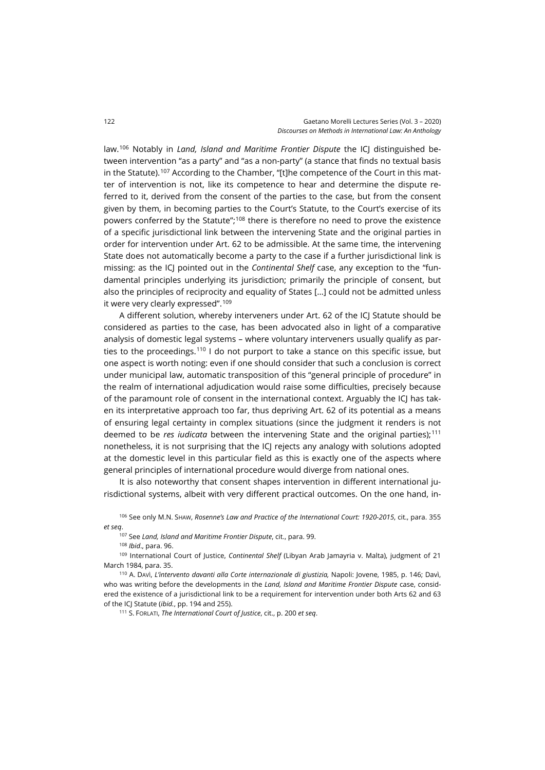law.[106] Notably in *Land, Island and Maritime Frontier Dispute* the ICJ distinguished between intervention "as a party" and "as a non-party" (a stance that finds no textual basis in the Statute).[107] According to the Chamber, "[t]he competence of the Court in this matter of intervention is not, like its competence to hear and determine the dispute referred to it, derived from the consent of the parties to the case, but from the consent given by them, in becoming parties to the Court's Statute, to the Court's exercise of its powers conferred by the Statute";[108] there is therefore no need to prove the existence of a specific jurisdictional link between the intervening State and the original parties in order for intervention under Art. 62 to be admissible. At the same time, the intervening State does not automatically become a party to the case if a further jurisdictional link is missing: as the ICJ pointed out in the *Continental Shelf* case, any exception to the "fundamental principles underlying its jurisdiction; primarily the principle of consent, but also the principles of reciprocity and equality of States […] could not be admitted unless it were very clearly expressed".[109]

A different solution, whereby interveners under Art. 62 of the ICJ Statute should be considered as parties to the case, has been advocated also in light of a comparative analysis of domestic legal systems – where voluntary interveners usually qualify as parties to the proceedings.[110] I do not purport to take a stance on this specific issue, but one aspect is worth noting: even if one should consider that such a conclusion is correct under municipal law, automatic transposition of this "general principle of procedure" in the realm of international adjudication would raise some difficulties, precisely because of the paramount role of consent in the international context. Arguably the ICJ has taken its interpretative approach too far, thus depriving Art. 62 of its potential as a means of ensuring legal certainty in complex situations (since the judgment it renders is not deemed to be *res iudicata* between the intervening State and the original parties);[111] nonetheless, it is not surprising that the ICJ rejects any analogy with solutions adopted at the domestic level in this particular field as this is exactly one of the aspects where general principles of international procedure would diverge from national ones.

It is also noteworthy that consent shapes intervention in different international jurisdictional systems, albeit with very different practical outcomes. On the one hand, in-

[106] See only M.N. Shaw, *Rosenne's Law and Practice of the International Court: 1920-2015*, cit., para. 355 *et seq*.

[107] See *Land, Island and Maritime Frontier Dispute*, cit., para. 99.

[108] *Ibid*., para. 96.

[109] International Court of Justice, *Continental Shelf* (Libyan Arab Jamayria v. Malta), judgment of 21 March 1984, para. 35.

[110] A. Davì, *L'intervento davanti alla Corte internazionale di giustizia,* Napoli: Jovene, 1985, p. 146; Davì, who was writing before the developments in the *Land, Island and Maritime Frontier Dispute* case, considered the existence of a jurisdictional link to be a requirement for intervention under both Arts 62 and 63 of the ICJ Statute (*ibid.*, pp. 194 and 255).

[111] S. Forlati, *The International Court of Justice*, cit., p. 200 *et seq*.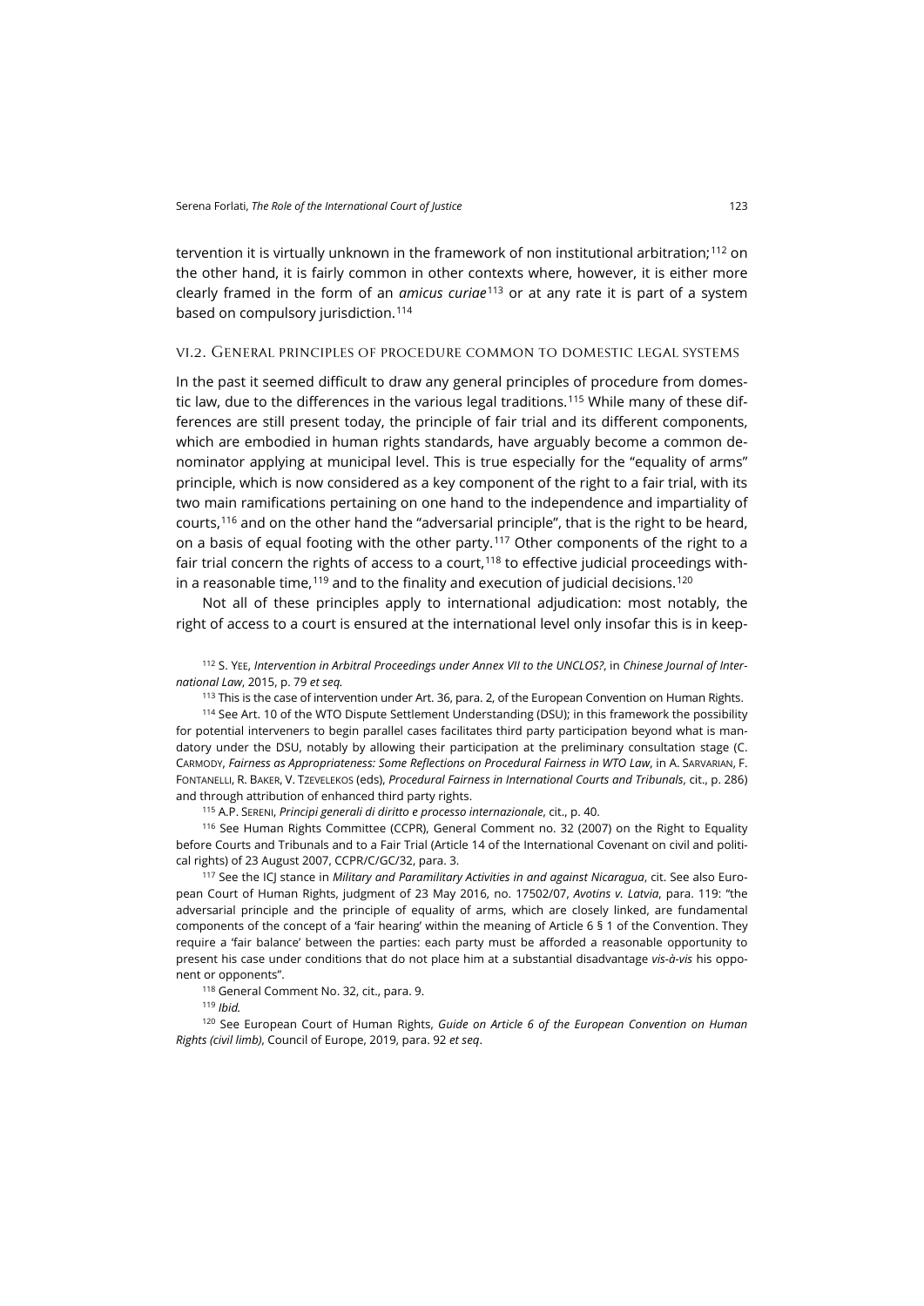tervention it is virtually unknown in the framework of non institutional arbitration;[112] on the other hand, it is fairly common in other contexts where, however, it is either more clearly framed in the form of an *amicus curiae*[113] or at any rate it is part of a system based on compulsory jurisdiction.[114]

### VI.2. General principles of procedure common to domestic legal systems

In the past it seemed difficult to draw any general principles of procedure from domestic law, due to the differences in the various legal traditions.[115] While many of these differences are still present today, the principle of fair trial and its different components, which are embodied in human rights standards, have arguably become a common denominator applying at municipal level. This is true especially for the "equality of arms" principle, which is now considered as a key component of the right to a fair trial, with its two main ramifications pertaining on one hand to the independence and impartiality of courts,[116] and on the other hand the "adversarial principle", that is the right to be heard, on a basis of equal footing with the other party.[117] Other components of the right to a fair trial concern the rights of access to a court,[118] to effective judicial proceedings within a reasonable time,[119] and to the finality and execution of judicial decisions.[120]

Not all of these principles apply to international adjudication: most notably, the right of access to a court is ensured at the international level only insofar this is in keep-

[112] S. Yee, *Intervention in Arbitral Proceedings under Annex VII to the UNCLOS?*, in *Chinese Journal of International Law*, 2015, p. 79 *et seq.*

[113] This is the case of intervention under Art. 36, para. 2, of the European Convention on Human Rights.

[114] See Art. 10 of the WTO Dispute Settlement Understanding (DSU); in this framework the possibility for potential interveners to begin parallel cases facilitates third party participation beyond what is mandatory under the DSU, notably by allowing their participation at the preliminary consultation stage (C. Carmody, *Fairness as Appropriateness: Some Reflections on Procedural Fairness in WTO Law*, in A. Sarvarian, F. Fontanelli, R. Baker, V. Tzevelekos (eds), *Procedural Fairness in International Courts and Tribunals*, cit., p. 286) and through attribution of enhanced third party rights.

[115] A.P. Sereni, *Principi generali di diritto e processo internazionale*, cit., p. 40.

[116] See Human Rights Committee (CCPR), General Comment no. 32 (2007) on the Right to Equality before Courts and Tribunals and to a Fair Trial (Article 14 of the International Covenant on civil and political rights) of 23 August 2007, CCPR/C/GC/32, para. 3.

[117] See the ICJ stance in *Military and Paramilitary Activities in and against Nicaragua*, cit. See also European Court of Human Rights, judgment of 23 May 2016, no. 17502/07, *Avotins v. Latvia*, para. 119: "the adversarial principle and the principle of equality of arms, which are closely linked, are fundamental components of the concept of a 'fair hearing' within the meaning of Article 6 § 1 of the Convention. They require a 'fair balance' between the parties: each party must be afforded a reasonable opportunity to present his case under conditions that do not place him at a substantial disadvantage *vis-à-vis* his opponent or opponents".

[118] General Comment No. 32, cit., para. 9.

[119] *Ibid.*

[120] See European Court of Human Rights, *Guide on Article 6 of the European Convention on Human Rights (civil limb)*, Council of Europe, 2019, para. 92 *et seq*.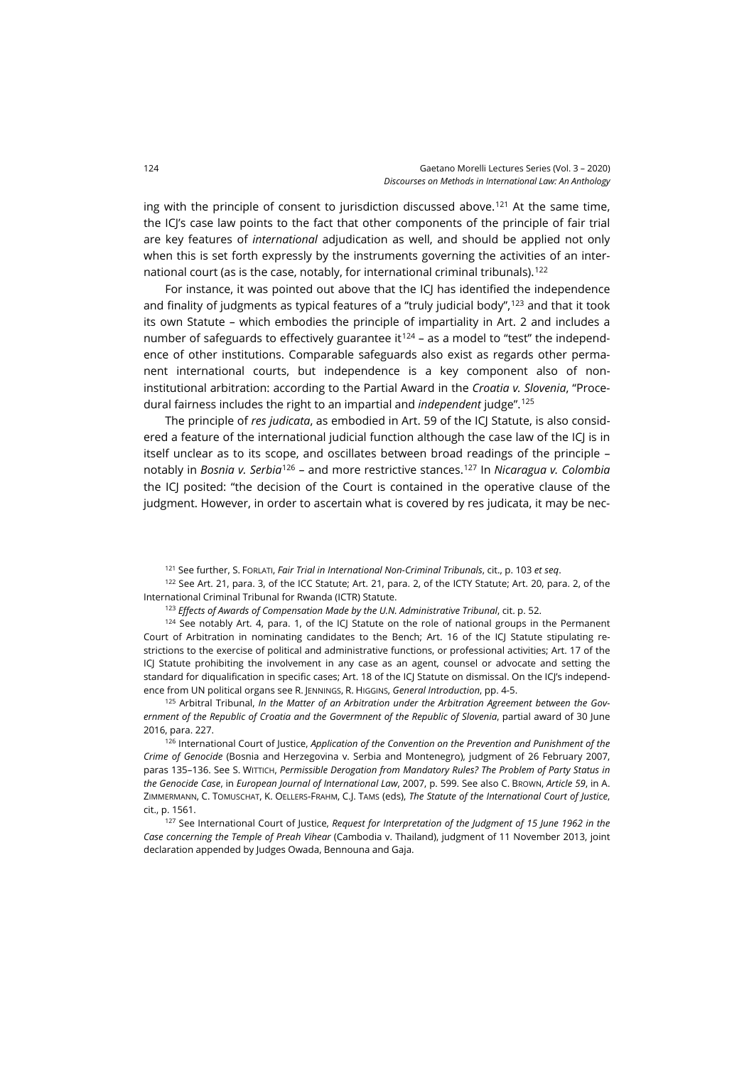ing with the principle of consent to jurisdiction discussed above.[121] At the same time, the ICJ's case law points to the fact that other components of the principle of fair trial are key features of *international* adjudication as well, and should be applied not only when this is set forth expressly by the instruments governing the activities of an international court (as is the case, notably, for international criminal tribunals).[122]

For instance, it was pointed out above that the ICJ has identified the independence and finality of judgments as typical features of a "truly judicial body",[123] and that it took its own Statute – which embodies the principle of impartiality in Art. 2 and includes a number of safeguards to effectively guarantee it[124] – as a model to "test" the independence of other institutions. Comparable safeguards also exist as regards other permanent international courts, but independence is a key component also of non-institutional arbitration: according to the Partial Award in the *Croatia v. Slovenia*, "Procedural fairness includes the right to an impartial and *independent* judge".[125]

The principle of *res judicata*, as embodied in Art. 59 of the ICJ Statute, is also considered a feature of the international judicial function although the case law of the ICJ is in itself unclear as to its scope, and oscillates between broad readings of the principle – notably in *Bosnia v. Serbia*[126] – and more restrictive stances.[127] In *Nicaragua v. Colombia* the ICJ posited: "the decision of the Court is contained in the operative clause of the judgment. However, in order to ascertain what is covered by res judicata, it may be nec-

[121] See further, S. Forlati, *Fair Trial in International Non-Criminal Tribunals*, cit., p. 103 *et seq*.

[122] See Art. 21, para. 3, of the ICC Statute; Art. 21, para. 2, of the ICTY Statute; Art. 20, para. 2, of the International Criminal Tribunal for Rwanda (ICTR) Statute.

[123] *Effects of Awards of Compensation Made by the U.N. Administrative Tribunal*, cit. p. 52.

[124] See notably Art. 4, para. 1, of the ICJ Statute on the role of national groups in the Permanent Court of Arbitration in nominating candidates to the Bench; Art. 16 of the ICJ Statute stipulating restrictions to the exercise of political and administrative functions, or professional activities; Art. 17 of the ICJ Statute prohibiting the involvement in any case as an agent, counsel or advocate and setting the standard for diqualification in specific cases; Art. 18 of the ICJ Statute on dismissal. On the ICJ's independence from UN political organs see R. Jennings, R. Higgins, *General Introduction*, pp. 4-5.

[125] Arbitral Tribunal, *In the Matter of an Arbitration under the Arbitration Agreement between the Government of the Republic of Croatia and the Govermnent of the Republic of Slovenia*, partial award of 30 June 2016, para. 227.

[126] International Court of Justice, *Application of the Convention on the Prevention and Punishment of the Crime of Genocide* (Bosnia and Herzegovina v. Serbia and Montenegro), judgment of 26 February 2007, paras 135–136. See S. Wittich, *Permissible Derogation from Mandatory Rules? The Problem of Party Status in the Genocide Case*, in *European Journal of International Law*, 2007, p. 599. See also C. Brown, *Article 59*, in A. Zimmermann, C. Tomuschat, K. Oellers-Frahm, C.J. Tams (eds), *The Statute of the International Court of Justice*, cit., p. 1561.

[127] See International Court of Justice, *Request for Interpretation of the Judgment of 15 June 1962 in the Case concerning the Temple of Preah Vihear* (Cambodia v. Thailand), judgment of 11 November 2013, joint declaration appended by Judges Owada, Bennouna and Gaja.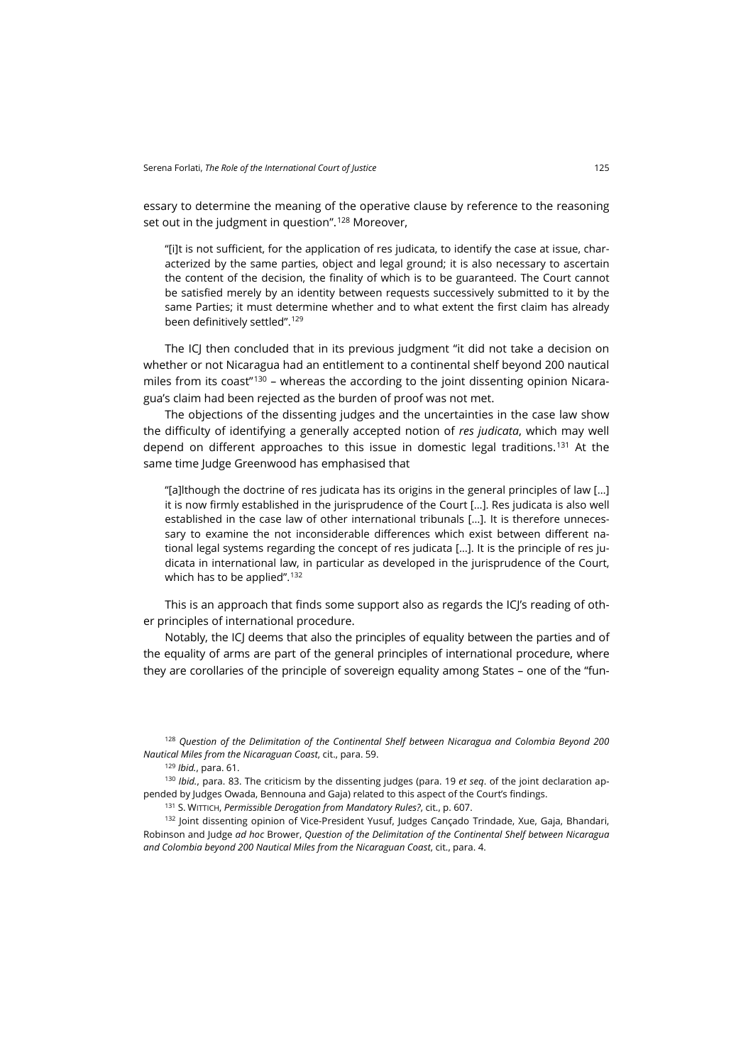essary to determine the meaning of the operative clause by reference to the reasoning set out in the judgment in question".[128] Moreover,

> "[i]t is not sufficient, for the application of res judicata, to identify the case at issue, characterized by the same parties, object and legal ground; it is also necessary to ascertain the content of the decision, the finality of which is to be guaranteed. The Court cannot be satisfied merely by an identity between requests successively submitted to it by the same Parties; it must determine whether and to what extent the first claim has already been definitively settled".[129]

The ICJ then concluded that in its previous judgment "it did not take a decision on whether or not Nicaragua had an entitlement to a continental shelf beyond 200 nautical miles from its coast"[130] – whereas the according to the joint dissenting opinion Nicaragua's claim had been rejected as the burden of proof was not met.

The objections of the dissenting judges and the uncertainties in the case law show the difficulty of identifying a generally accepted notion of *res judicata*, which may well depend on different approaches to this issue in domestic legal traditions.[131] At the same time Judge Greenwood has emphasised that

> "[a]lthough the doctrine of res judicata has its origins in the general principles of law […] it is now firmly established in the jurisprudence of the Court […]. Res judicata is also well established in the case law of other international tribunals […]. It is therefore unnecessary to examine the not inconsiderable differences which exist between different national legal systems regarding the concept of res judicata […]. It is the principle of res judicata in international law, in particular as developed in the jurisprudence of the Court, which has to be applied".[132]

This is an approach that finds some support also as regards the ICJ's reading of other principles of international procedure.

Notably, the ICJ deems that also the principles of equality between the parties and of the equality of arms are part of the general principles of international procedure, where they are corollaries of the principle of sovereign equality among States – one of the "fun-

---

[128] *Question of the Delimitation of the Continental Shelf between Nicaragua and Colombia Beyond 200 Nautical Miles from the Nicaraguan Coast*, cit., para. 59.

[129] *Ibid.*, para. 61.

[130] *Ibid.*, para. 83. The criticism by the dissenting judges (para. 19 *et seq*. of the joint declaration appended by Judges Owada, Bennouna and Gaja) related to this aspect of the Court's findings.

[131] S. WITTICH, *Permissible Derogation from Mandatory Rules?*, cit., p. 607.

[132] Joint dissenting opinion of Vice-President Yusuf, Judges Cançado Trindade, Xue, Gaja, Bhandari, Robinson and Judge *ad hoc* Brower, *Question of the Delimitation of the Continental Shelf between Nicaragua and Colombia beyond 200 Nautical Miles from the Nicaraguan Coast*, cit., para. 4.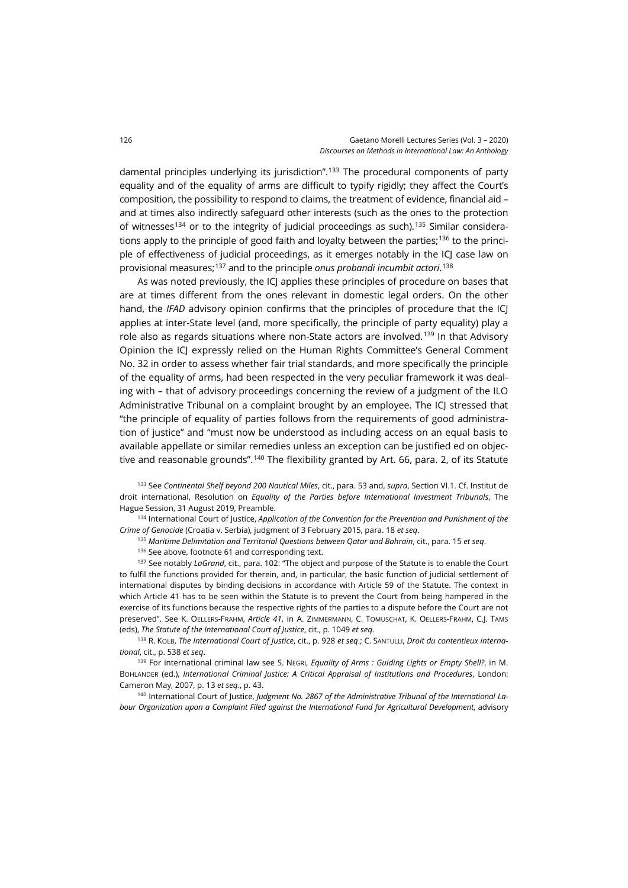damental principles underlying its jurisdiction".[133] The procedural components of party equality and of the equality of arms are difficult to typify rigidly; they affect the Court's composition, the possibility to respond to claims, the treatment of evidence, financial aid – and at times also indirectly safeguard other interests (such as the ones to the protection of witnesses[134] or to the integrity of judicial proceedings as such).[135] Similar considerations apply to the principle of good faith and loyalty between the parties;[136] to the principle of effectiveness of judicial proceedings, as it emerges notably in the ICJ case law on provisional measures;[137] and to the principle *onus probandi incumbit actori*.[138]

As was noted previously, the ICJ applies these principles of procedure on bases that are at times different from the ones relevant in domestic legal orders. On the other hand, the *IFAD* advisory opinion confirms that the principles of procedure that the ICJ applies at inter-State level (and, more specifically, the principle of party equality) play a role also as regards situations where non-State actors are involved.[139] In that Advisory Opinion the ICJ expressly relied on the Human Rights Committee's General Comment No. 32 in order to assess whether fair trial standards, and more specifically the principle of the equality of arms, had been respected in the very peculiar framework it was dealing with – that of advisory proceedings concerning the review of a judgment of the ILO Administrative Tribunal on a complaint brought by an employee. The ICJ stressed that "the principle of equality of parties follows from the requirements of good administration of justice" and "must now be understood as including access on an equal basis to available appellate or similar remedies unless an exception can be justified ed on objective and reasonable grounds".[140] The flexibility granted by Art. 66, para. 2, of its Statute

[133] See *Continental Shelf beyond 200 Nautical Miles*, cit., para. 53 and, *supra*, Section VI.1. Cf. Institut de droit international, Resolution on *Equality of the Parties before International Investment Tribunals*, The Hague Session, 31 August 2019, Preamble.

[134] International Court of Justice, *Application of the Convention for the Prevention and Punishment of the Crime of Genocide* (Croatia v. Serbia), judgment of 3 February 2015, para. 18 *et seq*.

[135] *Maritime Delimitation and Territorial Questions between Qatar and Bahrain*, cit., para. 15 *et seq*.

[136] See above, footnote 61 and corresponding text.

[137] See notably *LaGrand*, cit., para. 102: "The object and purpose of the Statute is to enable the Court to fulfil the functions provided for therein, and, in particular, the basic function of judicial settlement of international disputes by binding decisions in accordance with Article 59 of the Statute. The context in which Article 41 has to be seen within the Statute is to prevent the Court from being hampered in the exercise of its functions because the respective rights of the parties to a dispute before the Court are not preserved". See K. Oellers-Frahm, *Article 41*, in A. Zimmermann, C. Tomuschat, K. Oellers-Frahm, C.J. Tams (eds), *The Statute of the International Court of Justice*, cit., p. 1049 *et seq*.

[138] R. Kolb, *The International Court of Justice*, cit., p. 928 *et seq*.; C. Santulli, *Droit du contentieux international*, cit., p. 538 *et seq*.

[139] For international criminal law see S. Negri, *Equality of Arms : Guiding Lights or Empty Shell?*, in M. Bohlander (ed.), *International Criminal Justice: A Critical Appraisal of Institutions and Procedures*, London: Cameron May, 2007, p. 13 *et seq.*, p. 43.

[140] International Court of Justice, *Judgment No. 2867 of the Administrative Tribunal of the International Labour Organization upon a Complaint Filed against the International Fund for Agricultural Development*, advisory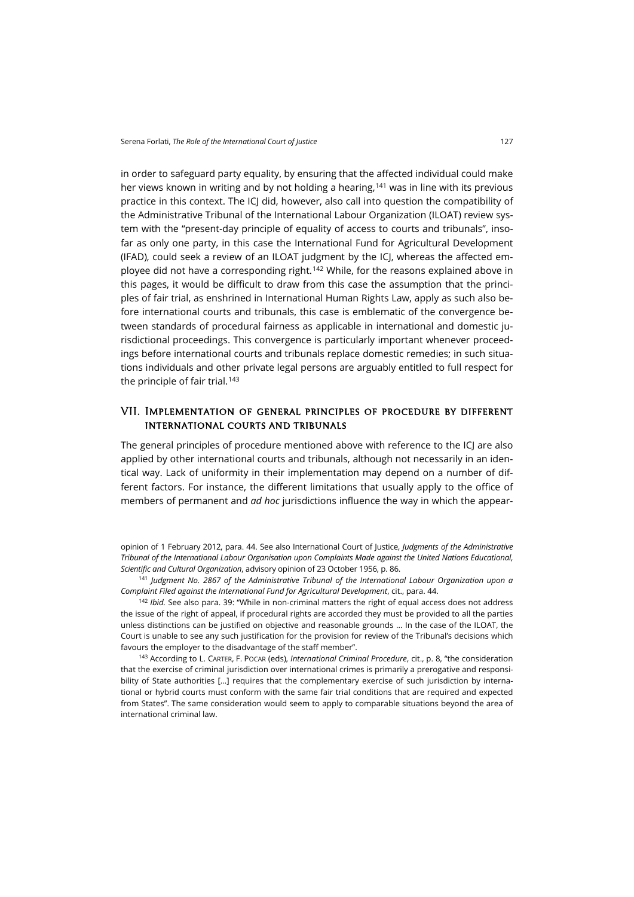in order to safeguard party equality, by ensuring that the affected individual could make her views known in writing and by not holding a hearing,[141] was in line with its previous practice in this context. The ICJ did, however, also call into question the compatibility of the Administrative Tribunal of the International Labour Organization (ILOAT) review system with the "present-day principle of equality of access to courts and tribunals", insofar as only one party, in this case the International Fund for Agricultural Development (IFAD), could seek a review of an ILOAT judgment by the ICJ, whereas the affected employee did not have a corresponding right.[142] While, for the reasons explained above in this pages, it would be difficult to draw from this case the assumption that the principles of fair trial, as enshrined in International Human Rights Law, apply as such also before international courts and tribunals, this case is emblematic of the convergence between standards of procedural fairness as applicable in international and domestic jurisdictional proceedings. This convergence is particularly important whenever proceedings before international courts and tribunals replace domestic remedies; in such situations individuals and other private legal persons are arguably entitled to full respect for the principle of fair trial.[143]

## VII. Implementation of general principles of procedure by different international courts and tribunals

The general principles of procedure mentioned above with reference to the ICJ are also applied by other international courts and tribunals, although not necessarily in an identical way. Lack of uniformity in their implementation may depend on a number of different factors. For instance, the different limitations that usually apply to the office of members of permanent and *ad hoc* jurisdictions influence the way in which the appear-

opinion of 1 February 2012, para. 44. See also International Court of Justice, *Judgments of the Administrative Tribunal of the International Labour Organisation upon Complaints Made against the United Nations Educational, Scientific and Cultural Organization*, advisory opinion of 23 October 1956, p. 86.

[141] *Judgment No. 2867 of the Administrative Tribunal of the International Labour Organization upon a Complaint Filed against the International Fund for Agricultural Development*, cit., para. 44.

[142] *Ibid.* See also para. 39: "While in non-criminal matters the right of equal access does not address the issue of the right of appeal, if procedural rights are accorded they must be provided to all the parties unless distinctions can be justified on objective and reasonable grounds … In the case of the ILOAT, the Court is unable to see any such justification for the provision for review of the Tribunal's decisions which favours the employer to the disadvantage of the staff member".

[143] According to L. Carter, F. Pocar (eds), *International Criminal Procedure*, cit., p. 8, "the consideration that the exercise of criminal jurisdiction over international crimes is primarily a prerogative and responsibility of State authorities […] requires that the complementary exercise of such jurisdiction by international or hybrid courts must conform with the same fair trial conditions that are required and expected from States". The same consideration would seem to apply to comparable situations beyond the area of international criminal law.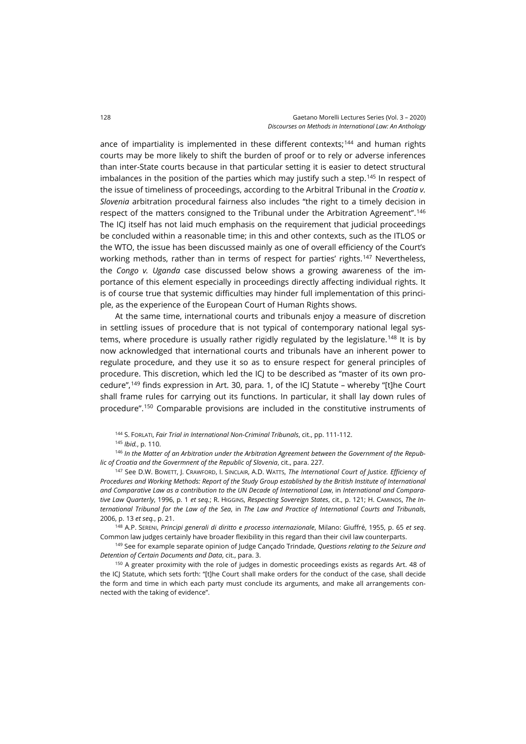ance of impartiality is implemented in these different contexts;[144] and human rights courts may be more likely to shift the burden of proof or to rely or adverse inferences than inter-State courts because in that particular setting it is easier to detect structural imbalances in the position of the parties which may justify such a step.[145] In respect of the issue of timeliness of proceedings, according to the Arbitral Tribunal in the *Croatia v. Slovenia* arbitration procedural fairness also includes "the right to a timely decision in respect of the matters consigned to the Tribunal under the Arbitration Agreement".[146] The ICJ itself has not laid much emphasis on the requirement that judicial proceedings be concluded within a reasonable time; in this and other contexts, such as the ITLOS or the WTO, the issue has been discussed mainly as one of overall efficiency of the Court's working methods, rather than in terms of respect for parties' rights.[147] Nevertheless, the *Congo v. Uganda* case discussed below shows a growing awareness of the importance of this element especially in proceedings directly affecting individual rights. It is of course true that systemic difficulties may hinder full implementation of this principle, as the experience of the European Court of Human Rights shows.

At the same time, international courts and tribunals enjoy a measure of discretion in settling issues of procedure that is not typical of contemporary national legal systems, where procedure is usually rather rigidly regulated by the legislature.[148] It is by now acknowledged that international courts and tribunals have an inherent power to regulate procedure, and they use it so as to ensure respect for general principles of procedure. This discretion, which led the ICJ to be described as "master of its own procedure",[149] finds expression in Art. 30, para. 1, of the ICJ Statute – whereby "[t]he Court shall frame rules for carrying out its functions. In particular, it shall lay down rules of procedure".[150] Comparable provisions are included in the constitutive instruments of

[144] S. Forlati, *Fair Trial in International Non-Criminal Tribunals*, cit., pp. 111-112.

[145] *Ibid.*, p. 110.

[146] *In the Matter of an Arbitration under the Arbitration Agreement between the Government of the Republic of Croatia and the Govermnent of the Republic of Slovenia*, cit., para. 227.

[147] See D.W. Bowett, J. Crawford, I. Sinclair, A.D. Watts, *The International Court of Justice. Efficiency of Procedures and Working Methods: Report of the Study Group established by the British Institute of International and Comparative Law as a contribution to the UN Decade of International Law*, in *International and Comparative Law Quarterly*, 1996, p. 1 *et seq.*; R. Higgins, *Respecting Sovereign States*, cit., p. 121; H. Caminos, *The International Tribunal for the Law of the Sea*, in *The Law and Practice of International Courts and Tribunals*, 2006, p. 13 *et seq.*, p. 21.

[148] A.P. Sereni, *Principi generali di diritto e processo internazionale*, Milano: Giuffré, 1955, p. 65 *et seq*. Common law judges certainly have broader flexibility in this regard than their civil law counterparts.

[149] See for example separate opinion of Judge Cançado Trindade, *Questions relating to the Seizure and Detention of Certain Documents and Data*, cit., para. 3.

[150] A greater proximity with the role of judges in domestic proceedings exists as regards Art. 48 of the ICJ Statute, which sets forth: "[t]he Court shall make orders for the conduct of the case, shall decide the form and time in which each party must conclude its arguments, and make all arrangements connected with the taking of evidence".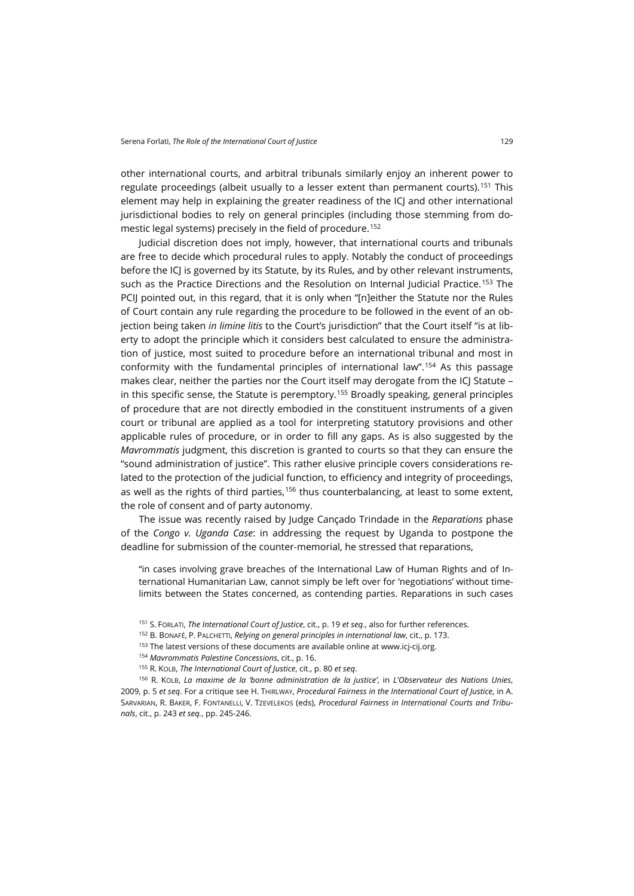other international courts, and arbitral tribunals similarly enjoy an inherent power to regulate proceedings (albeit usually to a lesser extent than permanent courts).[151] This element may help in explaining the greater readiness of the ICJ and other international jurisdictional bodies to rely on general principles (including those stemming from domestic legal systems) precisely in the field of procedure.[152]

Judicial discretion does not imply, however, that international courts and tribunals are free to decide which procedural rules to apply. Notably the conduct of proceedings before the ICJ is governed by its Statute, by its Rules, and by other relevant instruments, such as the Practice Directions and the Resolution on Internal Judicial Practice.[153] The PCIJ pointed out, in this regard, that it is only when "[n]either the Statute nor the Rules of Court contain any rule regarding the procedure to be followed in the event of an objection being taken *in limine litis* to the Court's jurisdiction" that the Court itself "is at liberty to adopt the principle which it considers best calculated to ensure the administration of justice, most suited to procedure before an international tribunal and most in conformity with the fundamental principles of international law".[154] As this passage makes clear, neither the parties nor the Court itself may derogate from the ICJ Statute – in this specific sense, the Statute is peremptory.[155] Broadly speaking, general principles of procedure that are not directly embodied in the constituent instruments of a given court or tribunal are applied as a tool for interpreting statutory provisions and other applicable rules of procedure, or in order to fill any gaps. As is also suggested by the *Mavrommatis* judgment, this discretion is granted to courts so that they can ensure the "sound administration of justice". This rather elusive principle covers considerations related to the protection of the judicial function, to efficiency and integrity of proceedings, as well as the rights of third parties,[156] thus counterbalancing, at least to some extent, the role of consent and of party autonomy.

The issue was recently raised by Judge Cançado Trindade in the *Reparations* phase of the *Congo v. Uganda Case*: in addressing the request by Uganda to postpone the deadline for submission of the counter-memorial, he stressed that reparations,

> "in cases involving grave breaches of the International Law of Human Rights and of International Humanitarian Law, cannot simply be left over for 'negotiations' without time-limits between the States concerned, as contending parties. Reparations in such cases

[151] S. FORLATI, *The International Court of Justice*, cit., p. 19 *et seq*., also for further references.

[152] B. BONAFÉ, P. PALCHETTI, *Relying on general principles in international law*, cit., p. 173.

[153] The latest versions of these documents are available online at www.icj-cij.org.

[154] *Mavrommatis Palestine Concessions*, cit., p. 16.

[155] R. KOLB, *The International Court of Justice*, cit., p. 80 *et seq*.

[156] R. KOLB, *La maxime de la 'bonne administration de la justice'*, in *L'Observateur des Nations Unies*, 2009, p. 5 *et seq*. For a critique see H. THIRLWAY, *Procedural Fairness in the International Court of Justice*, in A. SARVARIAN, R. BAKER, F. FONTANELLI, V. TZEVELEKOS (eds), *Procedural Fairness in International Courts and Tribunals*, cit., p. 243 *et seq.*, pp. 245-246.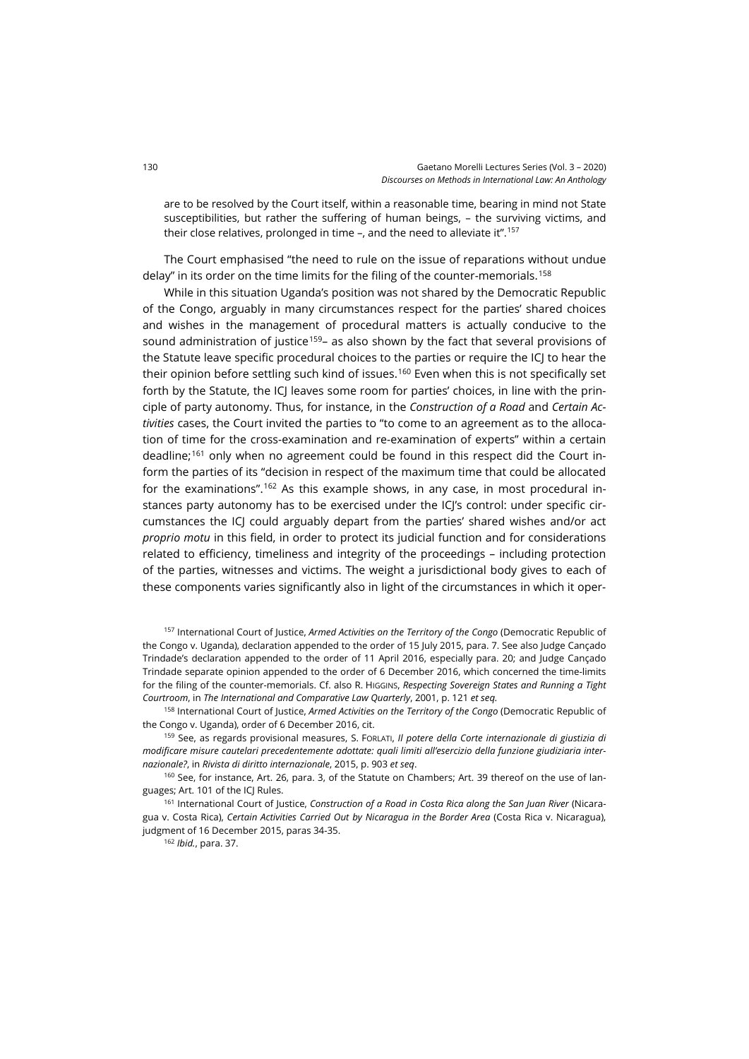are to be resolved by the Court itself, within a reasonable time, bearing in mind not State susceptibilities, but rather the suffering of human beings, – the surviving victims, and their close relatives, prolonged in time –, and the need to alleviate it".[157]

The Court emphasised "the need to rule on the issue of reparations without undue delay" in its order on the time limits for the filing of the counter-memorials.[158]

While in this situation Uganda's position was not shared by the Democratic Republic of the Congo, arguably in many circumstances respect for the parties' shared choices and wishes in the management of procedural matters is actually conducive to the sound administration of justice[159]– as also shown by the fact that several provisions of the Statute leave specific procedural choices to the parties or require the ICJ to hear the their opinion before settling such kind of issues.[160] Even when this is not specifically set forth by the Statute, the ICJ leaves some room for parties' choices, in line with the principle of party autonomy. Thus, for instance, in the *Construction of a Road* and *Certain Activities* cases, the Court invited the parties to "to come to an agreement as to the allocation of time for the cross-examination and re-examination of experts" within a certain deadline;[161] only when no agreement could be found in this respect did the Court inform the parties of its "decision in respect of the maximum time that could be allocated for the examinations".[162] As this example shows, in any case, in most procedural instances party autonomy has to be exercised under the ICJ's control: under specific circumstances the ICJ could arguably depart from the parties' shared wishes and/or act *proprio motu* in this field, in order to protect its judicial function and for considerations related to efficiency, timeliness and integrity of the proceedings – including protection of the parties, witnesses and victims. The weight a jurisdictional body gives to each of these components varies significantly also in light of the circumstances in which it oper-

[157] International Court of Justice, *Armed Activities on the Territory of the Congo* (Democratic Republic of the Congo v. Uganda), declaration appended to the order of 15 July 2015, para. 7. See also Judge Cançado Trindade's declaration appended to the order of 11 April 2016, especially para. 20; and Judge Cançado Trindade separate opinion appended to the order of 6 December 2016, which concerned the time-limits for the filing of the counter-memorials. Cf. also R. HIGGINS, *Respecting Sovereign States and Running a Tight Courtroom*, in *The International and Comparative Law Quarterly*, 2001, p. 121 *et seq.*

[158] International Court of Justice, *Armed Activities on the Territory of the Congo* (Democratic Republic of the Congo v. Uganda), order of 6 December 2016, cit.

[159] See, as regards provisional measures, S. FORLATI, *Il potere della Corte internazionale di giustizia di modificare misure cautelari precedentemente adottate: quali limiti all'esercizio della funzione giudiziaria internazionale?*, in *Rivista di diritto internazionale*, 2015, p. 903 *et seq*.

[160] See, for instance, Art. 26, para. 3, of the Statute on Chambers; Art. 39 thereof on the use of languages; Art. 101 of the ICJ Rules.

[161] International Court of Justice, *Construction of a Road in Costa Rica along the San Juan River* (Nicaragua v. Costa Rica), *Certain Activities Carried Out by Nicaragua in the Border Area* (Costa Rica v. Nicaragua), judgment of 16 December 2015, paras 34-35.

[162] *Ibid.*, para. 37.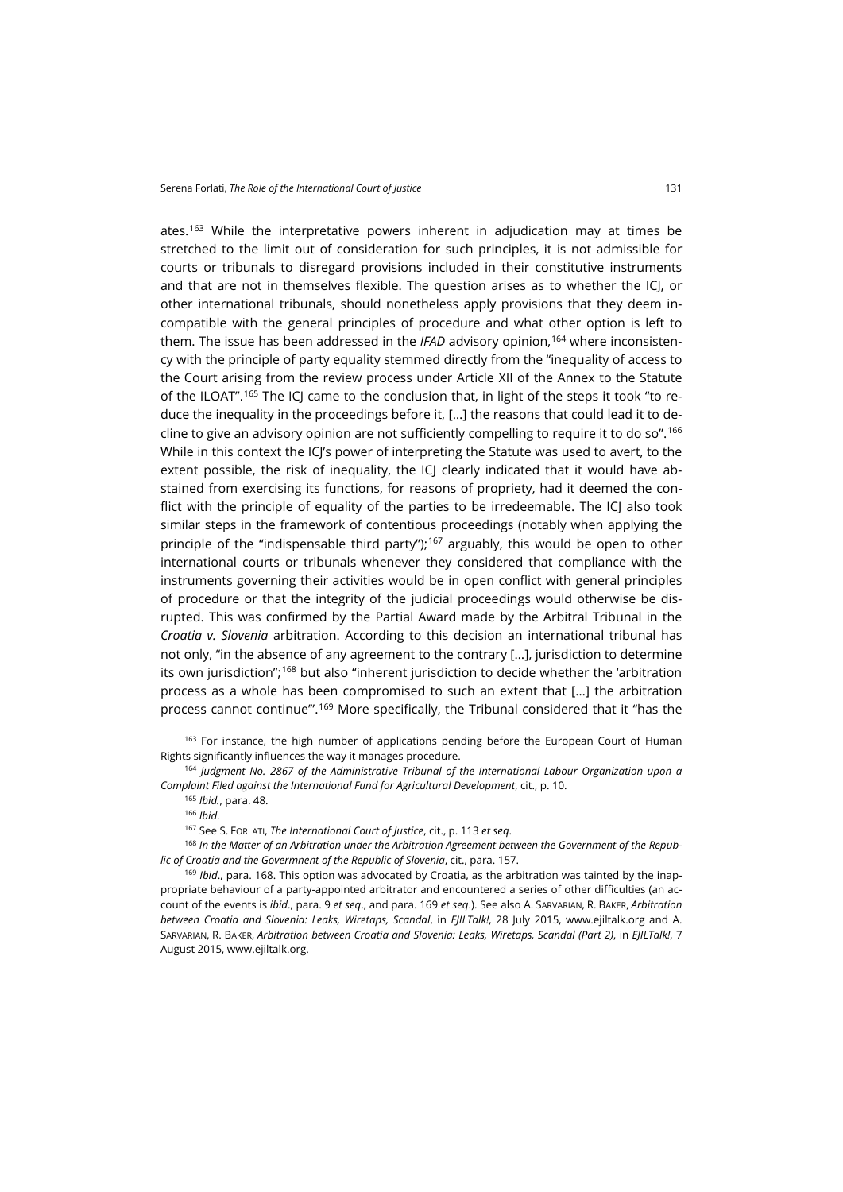ates.[163] While the interpretative powers inherent in adjudication may at times be stretched to the limit out of consideration for such principles, it is not admissible for courts or tribunals to disregard provisions included in their constitutive instruments and that are not in themselves flexible. The question arises as to whether the ICJ, or other international tribunals, should nonetheless apply provisions that they deem incompatible with the general principles of procedure and what other option is left to them. The issue has been addressed in the *IFAD* advisory opinion,[164] where inconsistency with the principle of party equality stemmed directly from the "inequality of access to the Court arising from the review process under Article XII of the Annex to the Statute of the ILOAT".[165] The ICJ came to the conclusion that, in light of the steps it took "to reduce the inequality in the proceedings before it, […] the reasons that could lead it to decline to give an advisory opinion are not sufficiently compelling to require it to do so".[166] While in this context the ICJ's power of interpreting the Statute was used to avert, to the extent possible, the risk of inequality, the ICJ clearly indicated that it would have abstained from exercising its functions, for reasons of propriety, had it deemed the conflict with the principle of equality of the parties to be irredeemable. The ICJ also took similar steps in the framework of contentious proceedings (notably when applying the principle of the "indispensable third party");[167] arguably, this would be open to other international courts or tribunals whenever they considered that compliance with the instruments governing their activities would be in open conflict with general principles of procedure or that the integrity of the judicial proceedings would otherwise be disrupted. This was confirmed by the Partial Award made by the Arbitral Tribunal in the *Croatia v. Slovenia* arbitration. According to this decision an international tribunal has not only, "in the absence of any agreement to the contrary […], jurisdiction to determine its own jurisdiction";[168] but also "inherent jurisdiction to decide whether the 'arbitration process as a whole has been compromised to such an extent that […] the arbitration process cannot continue'".[169] More specifically, the Tribunal considered that it "has the

[163] For instance, the high number of applications pending before the European Court of Human Rights significantly influences the way it manages procedure.

[164] *Judgment No. 2867 of the Administrative Tribunal of the International Labour Organization upon a Complaint Filed against the International Fund for Agricultural Development*, cit., p. 10.

[165] *Ibid.*, para. 48.

[166] *Ibid*.

[167] See S. FORLATI, *The International Court of Justice*, cit., p. 113 *et seq*.

[168] *In the Matter of an Arbitration under the Arbitration Agreement between the Government of the Republic of Croatia and the Govermnent of the Republic of Slovenia*, cit., para. 157.

[169] *Ibid*., para. 168. This option was advocated by Croatia, as the arbitration was tainted by the inappropriate behaviour of a party-appointed arbitrator and encountered a series of other difficulties (an account of the events is *ibid*., para. 9 *et seq*., and para. 169 *et seq*.). See also A. SARVARIAN, R. BAKER, *Arbitration between Croatia and Slovenia: Leaks, Wiretaps, Scandal*, in *EJILTalk!*, 28 July 2015, www.ejiltalk.org and A. SARVARIAN, R. BAKER, *Arbitration between Croatia and Slovenia: Leaks, Wiretaps, Scandal (Part 2)*, in *EJILTalk!*, 7 August 2015, www.ejiltalk.org.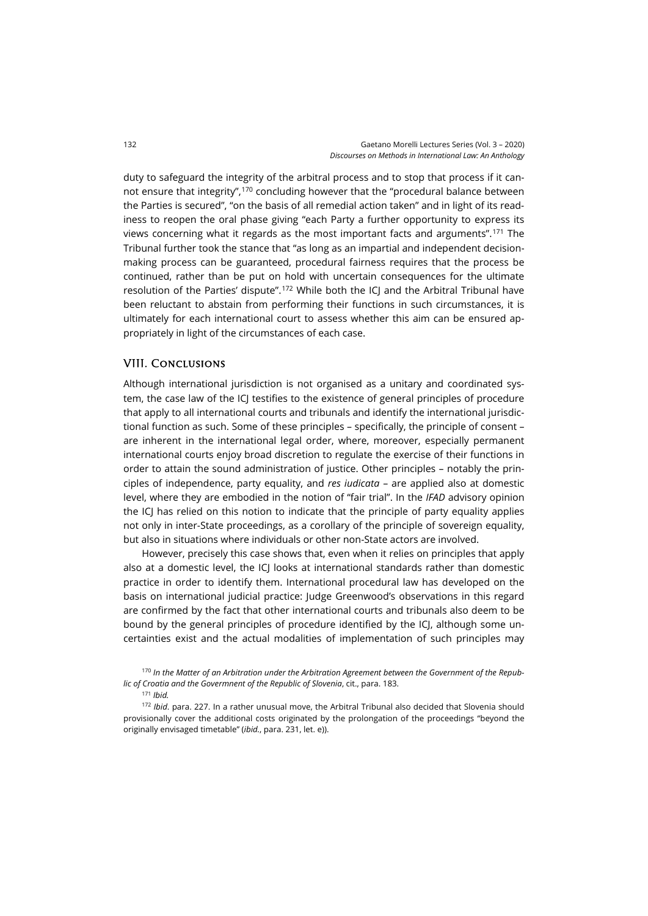duty to safeguard the integrity of the arbitral process and to stop that process if it cannot ensure that integrity",[170] concluding however that the "procedural balance between the Parties is secured", "on the basis of all remedial action taken" and in light of its readiness to reopen the oral phase giving "each Party a further opportunity to express its views concerning what it regards as the most important facts and arguments".[171] The Tribunal further took the stance that "as long as an impartial and independent decision-making process can be guaranteed, procedural fairness requires that the process be continued, rather than be put on hold with uncertain consequences for the ultimate resolution of the Parties' dispute".[172] While both the ICJ and the Arbitral Tribunal have been reluctant to abstain from performing their functions in such circumstances, it is ultimately for each international court to assess whether this aim can be ensured appropriately in light of the circumstances of each case.

## VIII. Conclusions

Although international jurisdiction is not organised as a unitary and coordinated system, the case law of the ICJ testifies to the existence of general principles of procedure that apply to all international courts and tribunals and identify the international jurisdictional function as such. Some of these principles – specifically, the principle of consent – are inherent in the international legal order, where, moreover, especially permanent international courts enjoy broad discretion to regulate the exercise of their functions in order to attain the sound administration of justice. Other principles – notably the principles of independence, party equality, and *res iudicata* – are applied also at domestic level, where they are embodied in the notion of "fair trial". In the *IFAD* advisory opinion the ICJ has relied on this notion to indicate that the principle of party equality applies not only in inter-State proceedings, as a corollary of the principle of sovereign equality, but also in situations where individuals or other non-State actors are involved.

However, precisely this case shows that, even when it relies on principles that apply also at a domestic level, the ICJ looks at international standards rather than domestic practice in order to identify them. International procedural law has developed on the basis on international judicial practice: Judge Greenwood's observations in this regard are confirmed by the fact that other international courts and tribunals also deem to be bound by the general principles of procedure identified by the ICJ, although some uncertainties exist and the actual modalities of implementation of such principles may

[170] *In the Matter of an Arbitration under the Arbitration Agreement between the Government of the Republic of Croatia and the Govermnent of the Republic of Slovenia*, cit., para. 183.

[171] *Ibid.*

[172] *Ibid*. para. 227. In a rather unusual move, the Arbitral Tribunal also decided that Slovenia should provisionally cover the additional costs originated by the prolongation of the proceedings "beyond the originally envisaged timetable" (*ibid.*, para. 231, let. e)).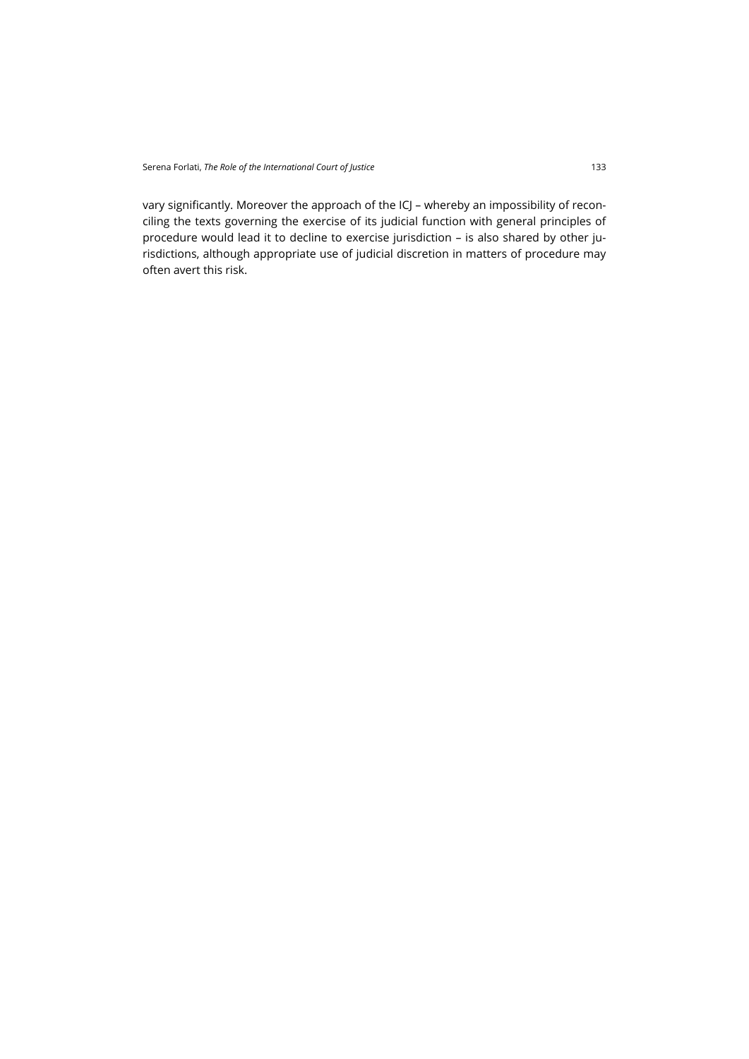vary significantly. Moreover the approach of the ICJ – whereby an impossibility of reconciling the texts governing the exercise of its judicial function with general principles of procedure would lead it to decline to exercise jurisdiction – is also shared by other jurisdictions, although appropriate use of judicial discretion in matters of procedure may often avert this risk.